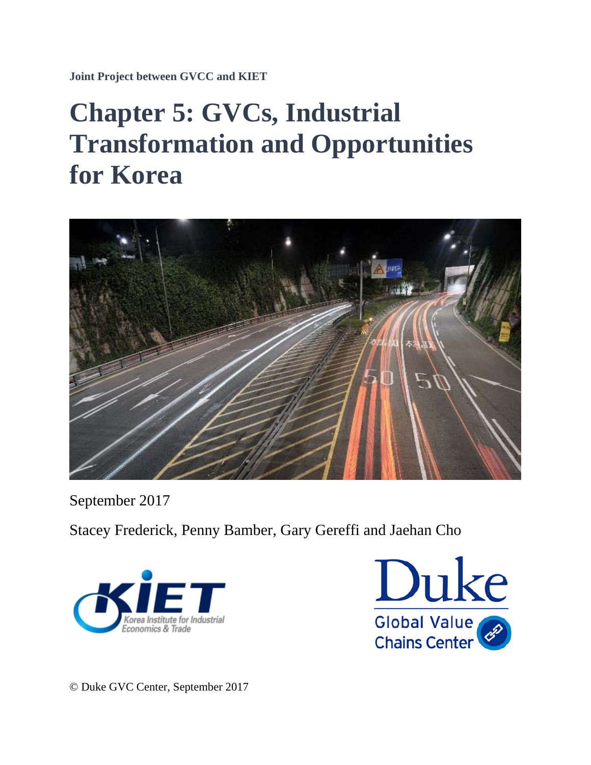**Joint Project between GVCC and KIET**

# Chapter 5: GVCs, Industrial Transformation and Opportunities for Korea

September 2017

Stacey Frederick, Penny Bamber, Gary Gereffi and Jaehan Cho

KIET Korea Institute for Industrial Economics & Trade

Duke Global Value Chains Center

© Duke GVC Center, September 2017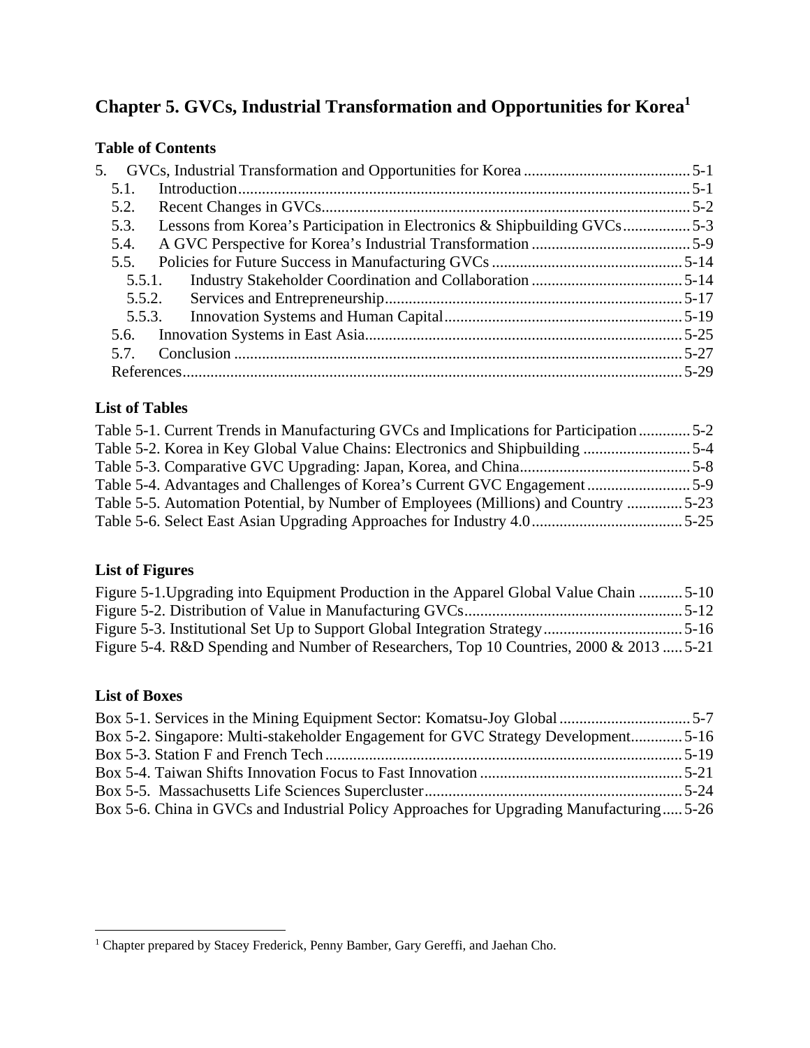# Chapter 5. GVCs, Industrial Transformation and Opportunities for Korea[1]

## Table of Contents

5. GVCs, Industrial Transformation and Opportunities for Korea .......................................... 5-1
   - 5.1. Introduction ................................................................................................................. 5-1
   - 5.2. Recent Changes in GVCs ............................................................................................ 5-2
   - 5.3. Lessons from Korea's Participation in Electronics & Shipbuilding GVCs ................. 5-3
   - 5.4. A GVC Perspective for Korea's Industrial Transformation ........................................ 5-9
   - 5.5. Policies for Future Success in Manufacturing GVCs ................................................ 5-14
     - 5.5.1. Industry Stakeholder Coordination and Collaboration ...................................... 5-14
     - 5.5.2. Services and Entrepreneurship ........................................................................... 5-17
     - 5.5.3. Innovation Systems and Human Capital ............................................................ 5-19
   - 5.6. Innovation Systems in East Asia ............................................................................... 5-25
   - 5.7. Conclusion ................................................................................................................ 5-27
   - References ..................................................................................................................... 5-29

## List of Tables

Table 5-1. Current Trends in Manufacturing GVCs and Implications for Participation ............. 5-2
Table 5-2. Korea in Key Global Value Chains: Electronics and Shipbuilding ........................... 5-4
Table 5-3. Comparative GVC Upgrading: Japan, Korea, and China ........................................... 5-8
Table 5-4. Advantages and Challenges of Korea's Current GVC Engagement .......................... 5-9
Table 5-5. Automation Potential, by Number of Employees (Millions) and Country ............. 5-23
Table 5-6. Select East Asian Upgrading Approaches for Industry 4.0 ...................................... 5-25

## List of Figures

Figure 5-1.Upgrading into Equipment Production in the Apparel Global Value Chain ........... 5-10
Figure 5-2. Distribution of Value in Manufacturing GVCs ...................................................... 5-12
Figure 5-3. Institutional Set Up to Support Global Integration Strategy .................................. 5-16
Figure 5-4. R&D Spending and Number of Researchers, Top 10 Countries, 2000 & 2013 ..... 5-21

## List of Boxes

Box 5-1. Services in the Mining Equipment Sector: Komatsu-Joy Global ................................ 5-7
Box 5-2. Singapore: Multi-stakeholder Engagement for GVC Strategy Development ............. 5-16
Box 5-3. Station F and French Tech ......................................................................................... 5-19
Box 5-4. Taiwan Shifts Innovation Focus to Fast Innovation .................................................. 5-21
Box 5-5. Massachusetts Life Sciences Supercluster ................................................................ 5-24
Box 5-6. China in GVCs and Industrial Policy Approaches for Upgrading Manufacturing ..... 5-26

---

[1] Chapter prepared by Stacey Frederick, Penny Bamber, Gary Gereffi, and Jaehan Cho.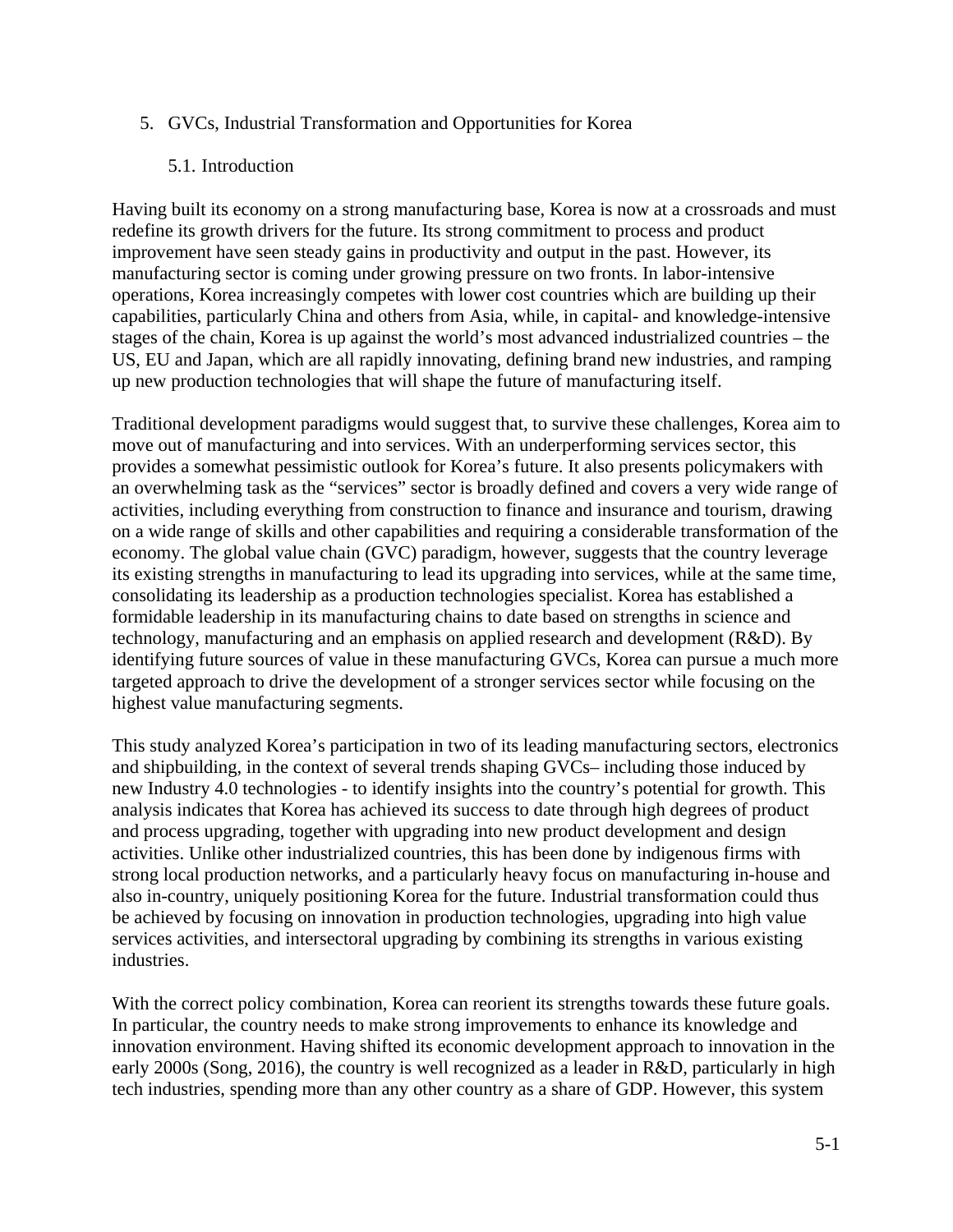# 5. GVCs, Industrial Transformation and Opportunities for Korea

## 5.1. Introduction

Having built its economy on a strong manufacturing base, Korea is now at a crossroads and must redefine its growth drivers for the future. Its strong commitment to process and product improvement have seen steady gains in productivity and output in the past. However, its manufacturing sector is coming under growing pressure on two fronts. In labor-intensive operations, Korea increasingly competes with lower cost countries which are building up their capabilities, particularly China and others from Asia, while, in capital- and knowledge-intensive stages of the chain, Korea is up against the world's most advanced industrialized countries – the US, EU and Japan, which are all rapidly innovating, defining brand new industries, and ramping up new production technologies that will shape the future of manufacturing itself.

Traditional development paradigms would suggest that, to survive these challenges, Korea aim to move out of manufacturing and into services. With an underperforming services sector, this provides a somewhat pessimistic outlook for Korea's future. It also presents policymakers with an overwhelming task as the "services" sector is broadly defined and covers a very wide range of activities, including everything from construction to finance and insurance and tourism, drawing on a wide range of skills and other capabilities and requiring a considerable transformation of the economy. The global value chain (GVC) paradigm, however, suggests that the country leverage its existing strengths in manufacturing to lead its upgrading into services, while at the same time, consolidating its leadership as a production technologies specialist. Korea has established a formidable leadership in its manufacturing chains to date based on strengths in science and technology, manufacturing and an emphasis on applied research and development (R&D). By identifying future sources of value in these manufacturing GVCs, Korea can pursue a much more targeted approach to drive the development of a stronger services sector while focusing on the highest value manufacturing segments.

This study analyzed Korea's participation in two of its leading manufacturing sectors, electronics and shipbuilding, in the context of several trends shaping GVCs– including those induced by new Industry 4.0 technologies - to identify insights into the country's potential for growth. This analysis indicates that Korea has achieved its success to date through high degrees of product and process upgrading, together with upgrading into new product development and design activities. Unlike other industrialized countries, this has been done by indigenous firms with strong local production networks, and a particularly heavy focus on manufacturing in-house and also in-country, uniquely positioning Korea for the future. Industrial transformation could thus be achieved by focusing on innovation in production technologies, upgrading into high value services activities, and intersectoral upgrading by combining its strengths in various existing industries.

With the correct policy combination, Korea can reorient its strengths towards these future goals. In particular, the country needs to make strong improvements to enhance its knowledge and innovation environment. Having shifted its economic development approach to innovation in the early 2000s (Song, 2016), the country is well recognized as a leader in R&D, particularly in high tech industries, spending more than any other country as a share of GDP. However, this system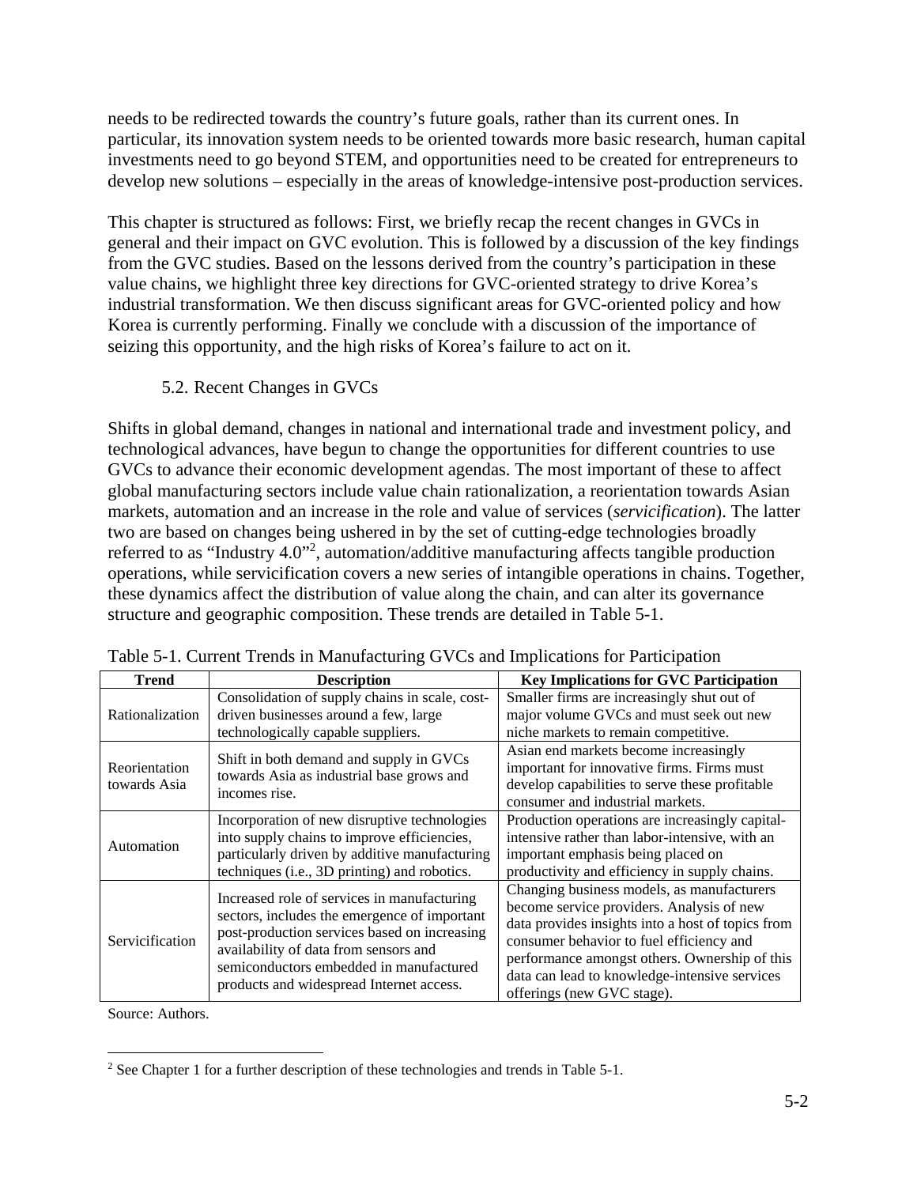needs to be redirected towards the country's future goals, rather than its current ones. In particular, its innovation system needs to be oriented towards more basic research, human capital investments need to go beyond STEM, and opportunities need to be created for entrepreneurs to develop new solutions – especially in the areas of knowledge-intensive post-production services.

This chapter is structured as follows: First, we briefly recap the recent changes in GVCs in general and their impact on GVC evolution. This is followed by a discussion of the key findings from the GVC studies. Based on the lessons derived from the country's participation in these value chains, we highlight three key directions for GVC-oriented strategy to drive Korea's industrial transformation. We then discuss significant areas for GVC-oriented policy and how Korea is currently performing. Finally we conclude with a discussion of the importance of seizing this opportunity, and the high risks of Korea's failure to act on it.

## 5.2. Recent Changes in GVCs

Shifts in global demand, changes in national and international trade and investment policy, and technological advances, have begun to change the opportunities for different countries to use GVCs to advance their economic development agendas. The most important of these to affect global manufacturing sectors include value chain rationalization, a reorientation towards Asian markets, automation and an increase in the role and value of services (*servicification*). The latter two are based on changes being ushered in by the set of cutting-edge technologies broadly referred to as "Industry 4.0"[2], automation/additive manufacturing affects tangible production operations, while servicification covers a new series of intangible operations in chains. Together, these dynamics affect the distribution of value along the chain, and can alter its governance structure and geographic composition. These trends are detailed in Table 5-1.

Table 5-1. Current Trends in Manufacturing GVCs and Implications for Participation

| Trend | Description | Key Implications for GVC Participation |
|---|---|---|
| Rationalization | Consolidation of supply chains in scale, cost-driven businesses around a few, large technologically capable suppliers. | Smaller firms are increasingly shut out of major volume GVCs and must seek out new niche markets to remain competitive. |
| Reorientation towards Asia | Shift in both demand and supply in GVCs towards Asia as industrial base grows and incomes rise. | Asian end markets become increasingly important for innovative firms. Firms must develop capabilities to serve these profitable consumer and industrial markets. |
| Automation | Incorporation of new disruptive technologies into supply chains to improve efficiencies, particularly driven by additive manufacturing techniques (i.e., 3D printing) and robotics. | Production operations are increasingly capital-intensive rather than labor-intensive, with an important emphasis being placed on productivity and efficiency in supply chains. |
| Servicification | Increased role of services in manufacturing sectors, includes the emergence of important post-production services based on increasing availability of data from sensors and semiconductors embedded in manufactured products and widespread Internet access. | Changing business models, as manufacturers become service providers. Analysis of new data provides insights into a host of topics from consumer behavior to fuel efficiency and performance amongst others. Ownership of this data can lead to knowledge-intensive services offerings (new GVC stage). |

Source: Authors.

[2] See Chapter 1 for a further description of these technologies and trends in Table 5-1.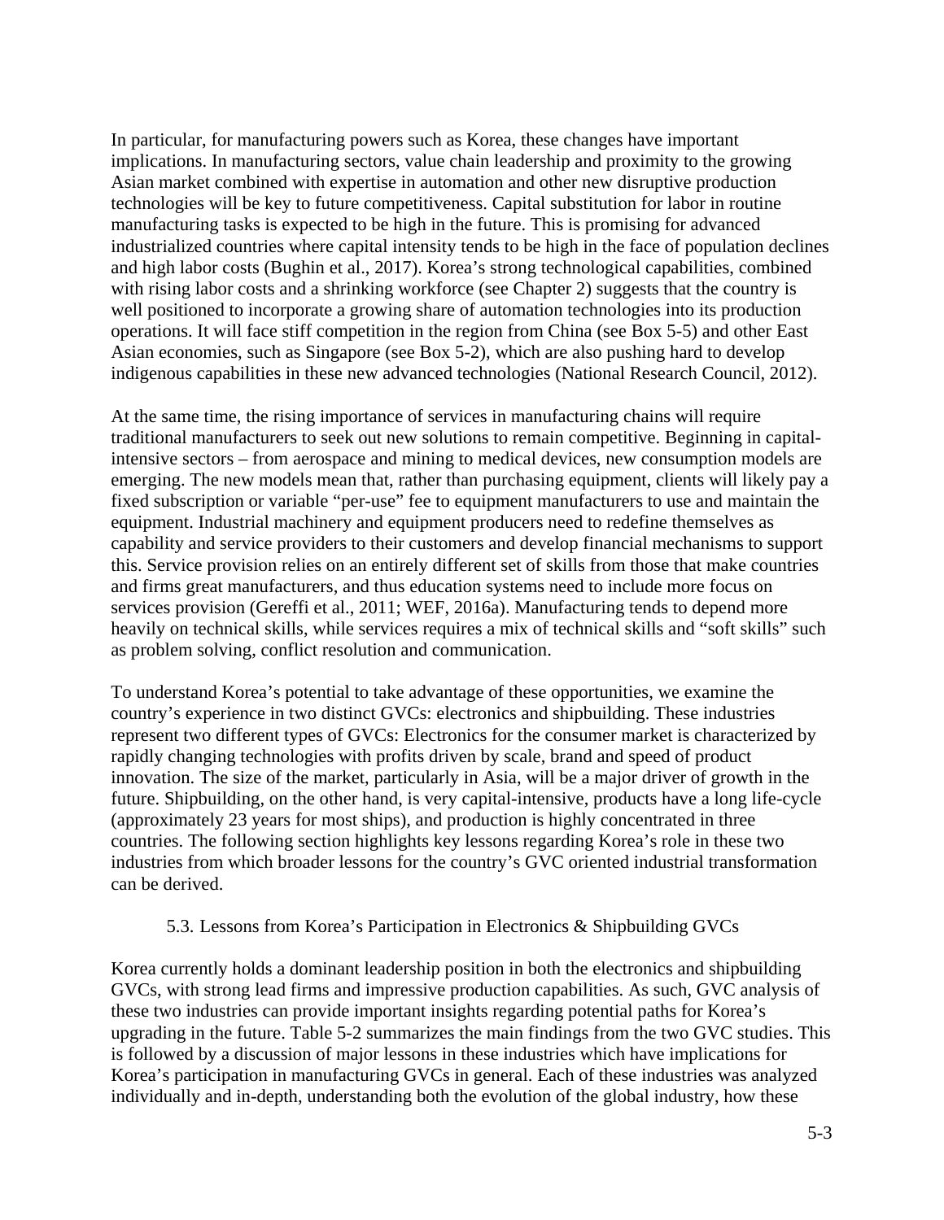In particular, for manufacturing powers such as Korea, these changes have important implications. In manufacturing sectors, value chain leadership and proximity to the growing Asian market combined with expertise in automation and other new disruptive production technologies will be key to future competitiveness. Capital substitution for labor in routine manufacturing tasks is expected to be high in the future. This is promising for advanced industrialized countries where capital intensity tends to be high in the face of population declines and high labor costs (Bughin et al., 2017). Korea's strong technological capabilities, combined with rising labor costs and a shrinking workforce (see Chapter 2) suggests that the country is well positioned to incorporate a growing share of automation technologies into its production operations. It will face stiff competition in the region from China (see Box 5-5) and other East Asian economies, such as Singapore (see Box 5-2), which are also pushing hard to develop indigenous capabilities in these new advanced technologies (National Research Council, 2012).

At the same time, the rising importance of services in manufacturing chains will require traditional manufacturers to seek out new solutions to remain competitive. Beginning in capital-intensive sectors – from aerospace and mining to medical devices, new consumption models are emerging. The new models mean that, rather than purchasing equipment, clients will likely pay a fixed subscription or variable "per-use" fee to equipment manufacturers to use and maintain the equipment. Industrial machinery and equipment producers need to redefine themselves as capability and service providers to their customers and develop financial mechanisms to support this. Service provision relies on an entirely different set of skills from those that make countries and firms great manufacturers, and thus education systems need to include more focus on services provision (Gereffi et al., 2011; WEF, 2016a). Manufacturing tends to depend more heavily on technical skills, while services requires a mix of technical skills and "soft skills" such as problem solving, conflict resolution and communication.

To understand Korea's potential to take advantage of these opportunities, we examine the country's experience in two distinct GVCs: electronics and shipbuilding. These industries represent two different types of GVCs: Electronics for the consumer market is characterized by rapidly changing technologies with profits driven by scale, brand and speed of product innovation. The size of the market, particularly in Asia, will be a major driver of growth in the future. Shipbuilding, on the other hand, is very capital-intensive, products have a long life-cycle (approximately 23 years for most ships), and production is highly concentrated in three countries. The following section highlights key lessons regarding Korea's role in these two industries from which broader lessons for the country's GVC oriented industrial transformation can be derived.

## 5.3. Lessons from Korea's Participation in Electronics & Shipbuilding GVCs

Korea currently holds a dominant leadership position in both the electronics and shipbuilding GVCs, with strong lead firms and impressive production capabilities. As such, GVC analysis of these two industries can provide important insights regarding potential paths for Korea's upgrading in the future. Table 5-2 summarizes the main findings from the two GVC studies. This is followed by a discussion of major lessons in these industries which have implications for Korea's participation in manufacturing GVCs in general. Each of these industries was analyzed individually and in-depth, understanding both the evolution of the global industry, how these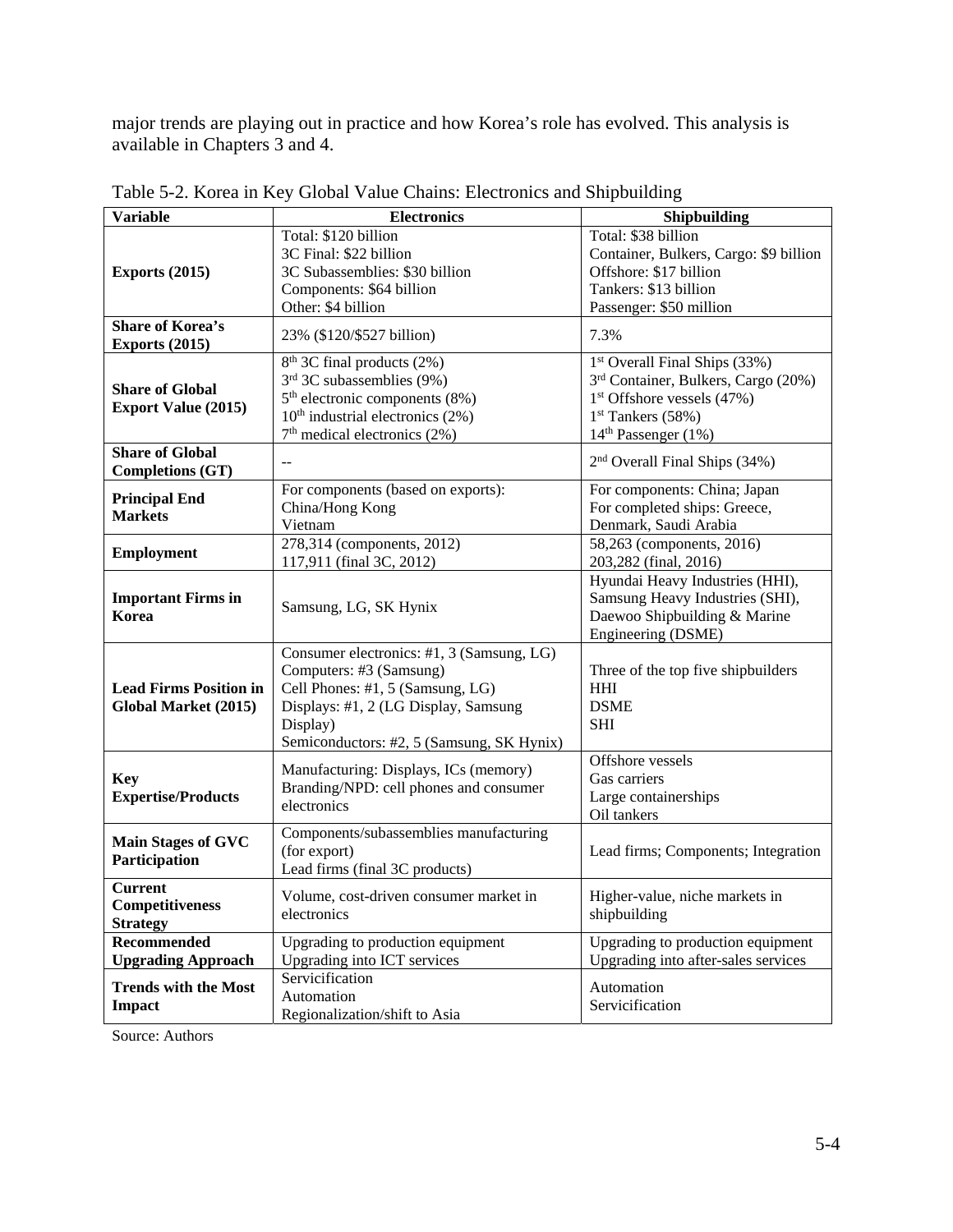major trends are playing out in practice and how Korea's role has evolved. This analysis is available in Chapters 3 and 4.

Table 5-2. Korea in Key Global Value Chains: Electronics and Shipbuilding

| Variable | Electronics | Shipbuilding |
|---|---|---|
| **Exports (2015)** | Total: $120 billion<br>3C Final: $22 billion<br>3C Subassemblies: $30 billion<br>Components: $64 billion<br>Other: $4 billion | Total: $38 billion<br>Container, Bulkers, Cargo: $9 billion<br>Offshore: $17 billion<br>Tankers: $13 billion<br>Passenger: $50 million |
| **Share of Korea's Exports (2015)** | 23% ($120/$527 billion) | 7.3% |
| **Share of Global Export Value (2015)** | 8th 3C final products (2%)<br>3rd 3C subassemblies (9%)<br>5th electronic components (8%)<br>10th industrial electronics (2%)<br>7th medical electronics (2%) | 1st Overall Final Ships (33%)<br>3rd Container, Bulkers, Cargo (20%)<br>1st Offshore vessels (47%)<br>1st Tankers (58%)<br>14th Passenger (1%) |
| **Share of Global Completions (GT)** | -- | 2nd Overall Final Ships (34%) |
| **Principal End Markets** | For components (based on exports):<br>China/Hong Kong<br>Vietnam | For components: China; Japan<br>For completed ships: Greece, Denmark, Saudi Arabia |
| **Employment** | 278,314 (components, 2012)<br>117,911 (final 3C, 2012) | 58,263 (components, 2016)<br>203,282 (final, 2016) |
| **Important Firms in Korea** | Samsung, LG, SK Hynix | Hyundai Heavy Industries (HHI),<br>Samsung Heavy Industries (SHI),<br>Daewoo Shipbuilding & Marine Engineering (DSME) |
| **Lead Firms Position in Global Market (2015)** | Consumer electronics: #1, 3 (Samsung, LG)<br>Computers: #3 (Samsung)<br>Cell Phones: #1, 5 (Samsung, LG)<br>Displays: #1, 2 (LG Display, Samsung Display)<br>Semiconductors: #2, 5 (Samsung, SK Hynix) | Three of the top five shipbuilders<br>HHI<br>DSME<br>SHI |
| **Key Expertise/Products** | Manufacturing: Displays, ICs (memory)<br>Branding/NPD: cell phones and consumer electronics | Offshore vessels<br>Gas carriers<br>Large containerships<br>Oil tankers |
| **Main Stages of GVC Participation** | Components/subassemblies manufacturing (for export)<br>Lead firms (final 3C products) | Lead firms; Components; Integration |
| **Current Competitiveness Strategy** | Volume, cost-driven consumer market in electronics | Higher-value, niche markets in shipbuilding |
| **Recommended Upgrading Approach** | Upgrading to production equipment<br>Upgrading into ICT services | Upgrading to production equipment<br>Upgrading into after-sales services |
| **Trends with the Most Impact** | Servicification<br>Automation<br>Regionalization/shift to Asia | Automation<br>Servicification |

Source: Authors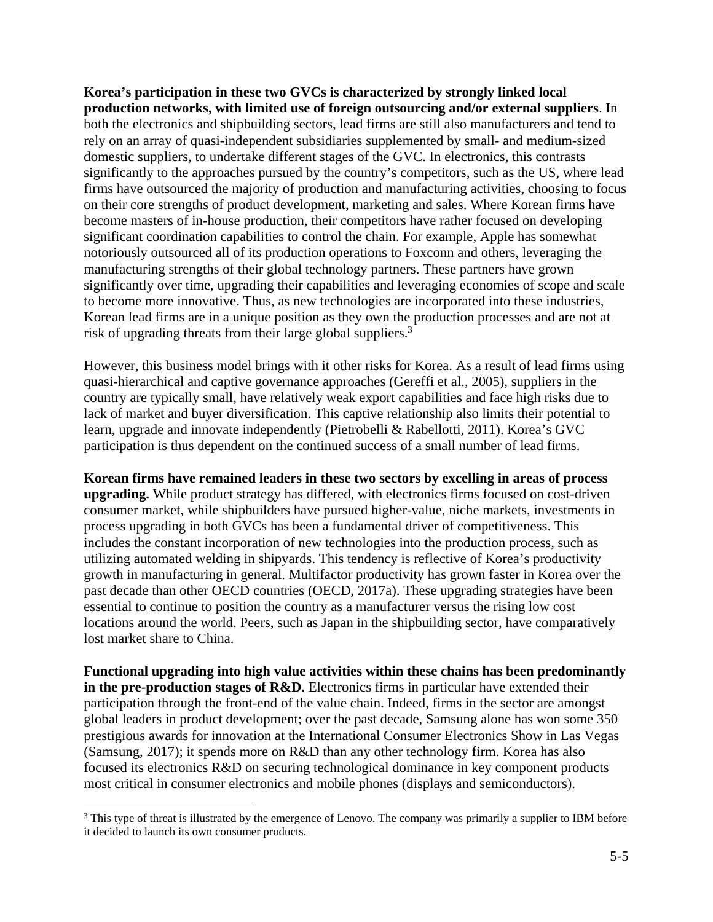**Korea's participation in these two GVCs is characterized by strongly linked local production networks, with limited use of foreign outsourcing and/or external suppliers**. In both the electronics and shipbuilding sectors, lead firms are still also manufacturers and tend to rely on an array of quasi-independent subsidiaries supplemented by small- and medium-sized domestic suppliers, to undertake different stages of the GVC. In electronics, this contrasts significantly to the approaches pursued by the country's competitors, such as the US, where lead firms have outsourced the majority of production and manufacturing activities, choosing to focus on their core strengths of product development, marketing and sales. Where Korean firms have become masters of in-house production, their competitors have rather focused on developing significant coordination capabilities to control the chain. For example, Apple has somewhat notoriously outsourced all of its production operations to Foxconn and others, leveraging the manufacturing strengths of their global technology partners. These partners have grown significantly over time, upgrading their capabilities and leveraging economies of scope and scale to become more innovative. Thus, as new technologies are incorporated into these industries, Korean lead firms are in a unique position as they own the production processes and are not at risk of upgrading threats from their large global suppliers.[3]

However, this business model brings with it other risks for Korea. As a result of lead firms using quasi-hierarchical and captive governance approaches (Gereffi et al., 2005), suppliers in the country are typically small, have relatively weak export capabilities and face high risks due to lack of market and buyer diversification. This captive relationship also limits their potential to learn, upgrade and innovate independently (Pietrobelli & Rabellotti, 2011). Korea's GVC participation is thus dependent on the continued success of a small number of lead firms.

**Korean firms have remained leaders in these two sectors by excelling in areas of process upgrading.** While product strategy has differed, with electronics firms focused on cost-driven consumer market, while shipbuilders have pursued higher-value, niche markets, investments in process upgrading in both GVCs has been a fundamental driver of competitiveness. This includes the constant incorporation of new technologies into the production process, such as utilizing automated welding in shipyards. This tendency is reflective of Korea's productivity growth in manufacturing in general. Multifactor productivity has grown faster in Korea over the past decade than other OECD countries (OECD, 2017a). These upgrading strategies have been essential to continue to position the country as a manufacturer versus the rising low cost locations around the world. Peers, such as Japan in the shipbuilding sector, have comparatively lost market share to China.

**Functional upgrading into high value activities within these chains has been predominantly in the pre-production stages of R&D.** Electronics firms in particular have extended their participation through the front-end of the value chain. Indeed, firms in the sector are amongst global leaders in product development; over the past decade, Samsung alone has won some 350 prestigious awards for innovation at the International Consumer Electronics Show in Las Vegas (Samsung, 2017); it spends more on R&D than any other technology firm. Korea has also focused its electronics R&D on securing technological dominance in key component products most critical in consumer electronics and mobile phones (displays and semiconductors).

---

[3] This type of threat is illustrated by the emergence of Lenovo. The company was primarily a supplier to IBM before it decided to launch its own consumer products.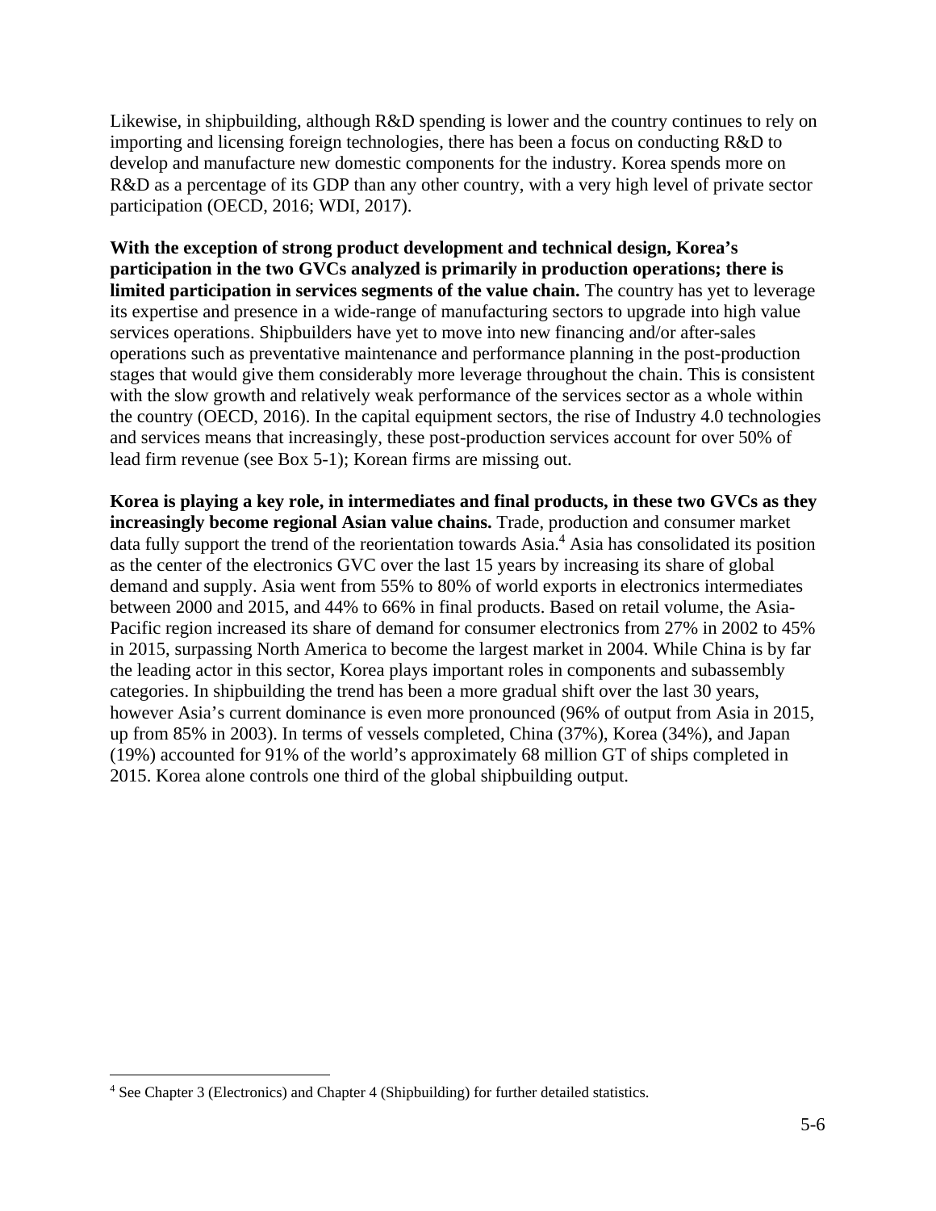Likewise, in shipbuilding, although R&D spending is lower and the country continues to rely on importing and licensing foreign technologies, there has been a focus on conducting R&D to develop and manufacture new domestic components for the industry. Korea spends more on R&D as a percentage of its GDP than any other country, with a very high level of private sector participation (OECD, 2016; WDI, 2017).

**With the exception of strong product development and technical design, Korea's participation in the two GVCs analyzed is primarily in production operations; there is limited participation in services segments of the value chain.** The country has yet to leverage its expertise and presence in a wide-range of manufacturing sectors to upgrade into high value services operations. Shipbuilders have yet to move into new financing and/or after-sales operations such as preventative maintenance and performance planning in the post-production stages that would give them considerably more leverage throughout the chain. This is consistent with the slow growth and relatively weak performance of the services sector as a whole within the country (OECD, 2016). In the capital equipment sectors, the rise of Industry 4.0 technologies and services means that increasingly, these post-production services account for over 50% of lead firm revenue (see Box 5-1); Korean firms are missing out.

**Korea is playing a key role, in intermediates and final products, in these two GVCs as they increasingly become regional Asian value chains.** Trade, production and consumer market data fully support the trend of the reorientation towards Asia.[4] Asia has consolidated its position as the center of the electronics GVC over the last 15 years by increasing its share of global demand and supply. Asia went from 55% to 80% of world exports in electronics intermediates between 2000 and 2015, and 44% to 66% in final products. Based on retail volume, the Asia-Pacific region increased its share of demand for consumer electronics from 27% in 2002 to 45% in 2015, surpassing North America to become the largest market in 2004. While China is by far the leading actor in this sector, Korea plays important roles in components and subassembly categories. In shipbuilding the trend has been a more gradual shift over the last 30 years, however Asia's current dominance is even more pronounced (96% of output from Asia in 2015, up from 85% in 2003). In terms of vessels completed, China (37%), Korea (34%), and Japan (19%) accounted for 91% of the world's approximately 68 million GT of ships completed in 2015. Korea alone controls one third of the global shipbuilding output.

[4] See Chapter 3 (Electronics) and Chapter 4 (Shipbuilding) for further detailed statistics.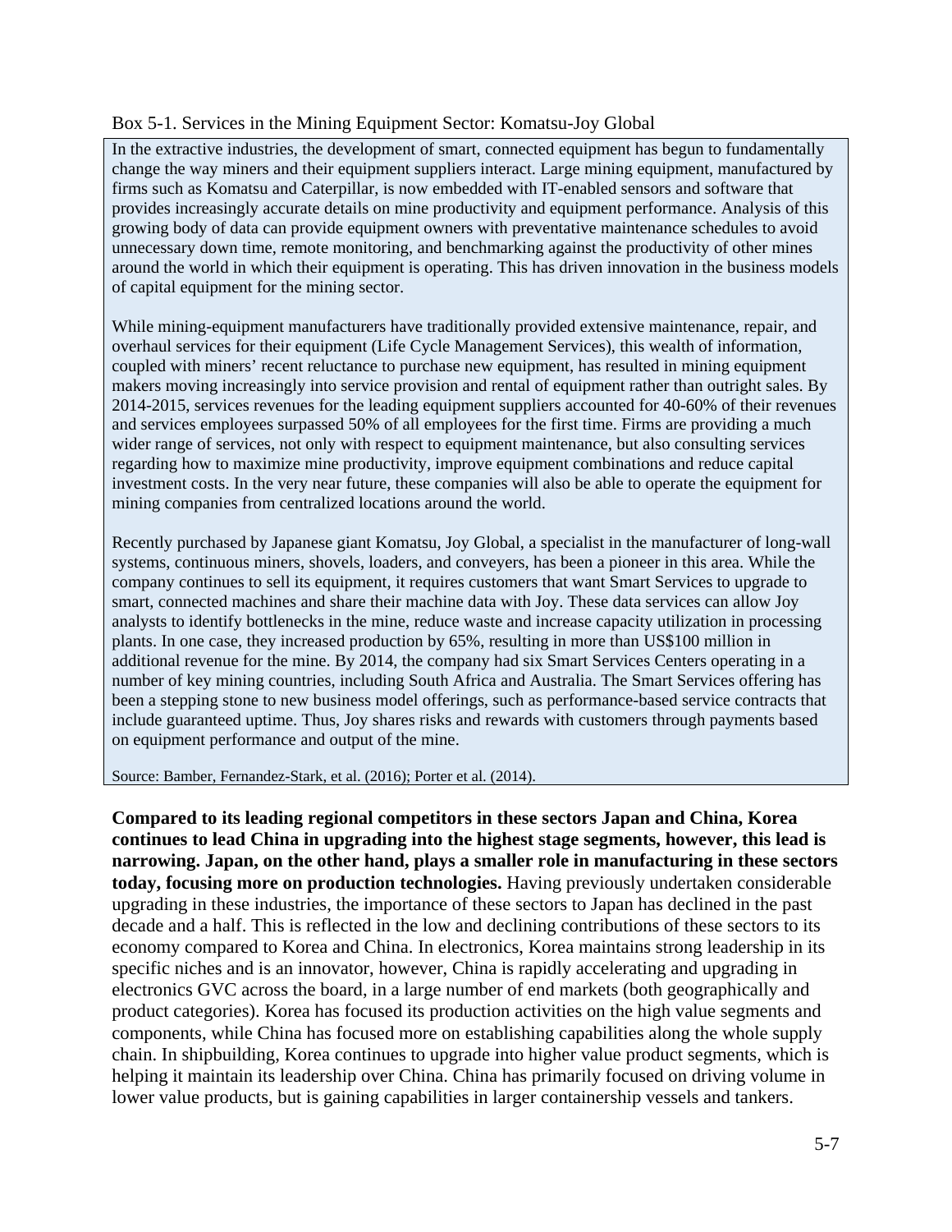Box 5-1. Services in the Mining Equipment Sector: Komatsu-Joy Global

In the extractive industries, the development of smart, connected equipment has begun to fundamentally change the way miners and their equipment suppliers interact. Large mining equipment, manufactured by firms such as Komatsu and Caterpillar, is now embedded with IT-enabled sensors and software that provides increasingly accurate details on mine productivity and equipment performance. Analysis of this growing body of data can provide equipment owners with preventative maintenance schedules to avoid unnecessary down time, remote monitoring, and benchmarking against the productivity of other mines around the world in which their equipment is operating. This has driven innovation in the business models of capital equipment for the mining sector.

While mining-equipment manufacturers have traditionally provided extensive maintenance, repair, and overhaul services for their equipment (Life Cycle Management Services), this wealth of information, coupled with miners' recent reluctance to purchase new equipment, has resulted in mining equipment makers moving increasingly into service provision and rental of equipment rather than outright sales. By 2014-2015, services revenues for the leading equipment suppliers accounted for 40-60% of their revenues and services employees surpassed 50% of all employees for the first time. Firms are providing a much wider range of services, not only with respect to equipment maintenance, but also consulting services regarding how to maximize mine productivity, improve equipment combinations and reduce capital investment costs. In the very near future, these companies will also be able to operate the equipment for mining companies from centralized locations around the world.

Recently purchased by Japanese giant Komatsu, Joy Global, a specialist in the manufacturer of long-wall systems, continuous miners, shovels, loaders, and conveyers, has been a pioneer in this area. While the company continues to sell its equipment, it requires customers that want Smart Services to upgrade to smart, connected machines and share their machine data with Joy. These data services can allow Joy analysts to identify bottlenecks in the mine, reduce waste and increase capacity utilization in processing plants. In one case, they increased production by 65%, resulting in more than US$100 million in additional revenue for the mine. By 2014, the company had six Smart Services Centers operating in a number of key mining countries, including South Africa and Australia. The Smart Services offering has been a stepping stone to new business model offerings, such as performance-based service contracts that include guaranteed uptime. Thus, Joy shares risks and rewards with customers through payments based on equipment performance and output of the mine.

Source: Bamber, Fernandez-Stark, et al. (2016); Porter et al. (2014).

**Compared to its leading regional competitors in these sectors Japan and China, Korea continues to lead China in upgrading into the highest stage segments, however, this lead is narrowing. Japan, on the other hand, plays a smaller role in manufacturing in these sectors today, focusing more on production technologies.** Having previously undertaken considerable upgrading in these industries, the importance of these sectors to Japan has declined in the past decade and a half. This is reflected in the low and declining contributions of these sectors to its economy compared to Korea and China. In electronics, Korea maintains strong leadership in its specific niches and is an innovator, however, China is rapidly accelerating and upgrading in electronics GVC across the board, in a large number of end markets (both geographically and product categories). Korea has focused its production activities on the high value segments and components, while China has focused more on establishing capabilities along the whole supply chain. In shipbuilding, Korea continues to upgrade into higher value product segments, which is helping it maintain its leadership over China. China has primarily focused on driving volume in lower value products, but is gaining capabilities in larger containership vessels and tankers.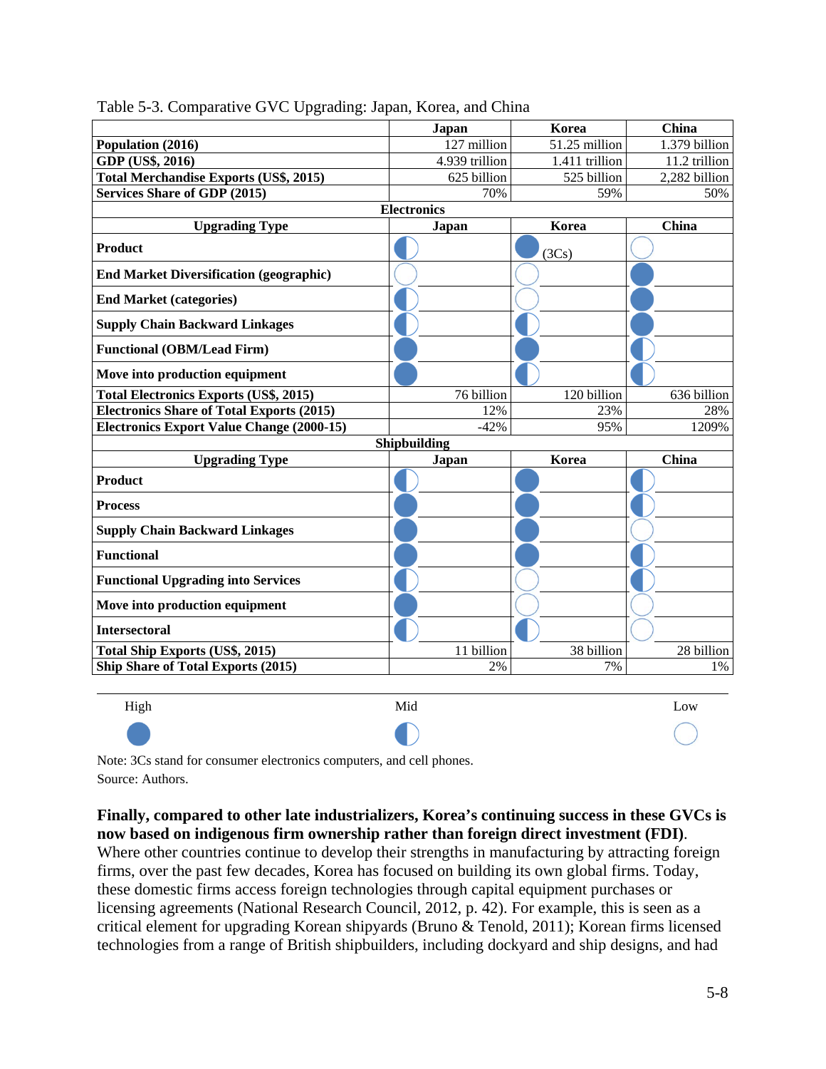Table 5-3. Comparative GVC Upgrading: Japan, Korea, and China

| | Japan | Korea | China |
|---|---|---|---|
| **Population (2016)** | 127 million | 51.25 million | 1.379 billion |
| **GDP (US$, 2016)** | 4.939 trillion | 1.411 trillion | 11.2 trillion |
| **Total Merchandise Exports (US$, 2015)** | 625 billion | 525 billion | 2,282 billion |
| **Services Share of GDP (2015)** | 70% | 59% | 50% |
| **Electronics** | | | |
| **Upgrading Type** | **Japan** | **Korea** | **China** |
| **Product** | Mid | High (3Cs) | Low |
| **End Market Diversification (geographic)** | Low | Low | High |
| **End Market (categories)** | Mid | Low | High |
| **Supply Chain Backward Linkages** | Mid | Mid | High |
| **Functional (OBM/Lead Firm)** | High | High | Mid |
| **Move into production equipment** | High | Mid | Mid |
| **Total Electronics Exports (US$, 2015)** | 76 billion | 120 billion | 636 billion |
| **Electronics Share of Total Exports (2015)** | 12% | 23% | 28% |
| **Electronics Export Value Change (2000-15)** | -42% | 95% | 1209% |
| **Shipbuilding** | | | |
| **Upgrading Type** | **Japan** | **Korea** | **China** |
| **Product** | Mid | High | Mid |
| **Process** | High | High | Mid |
| **Supply Chain Backward Linkages** | High | High | Low |
| **Functional** | High | High | Mid |
| **Functional Upgrading into Services** | Mid | Low | Mid |
| **Move into production equipment** | High | Low | Low |
| **Intersectoral** | Mid | Mid | Low |
| **Total Ship Exports (US$, 2015)** | 11 billion | 38 billion | 28 billion |
| **Ship Share of Total Exports (2015)** | 2% | 7% | 1% |

Legend: High (filled circle) — Mid (half-filled circle) — Low (empty circle)

Note: 3Cs stand for consumer electronics computers, and cell phones.
Source: Authors.

**Finally, compared to other late industrializers, Korea's continuing success in these GVCs is now based on indigenous firm ownership rather than foreign direct investment (FDI).** Where other countries continue to develop their strengths in manufacturing by attracting foreign firms, over the past few decades, Korea has focused on building its own global firms. Today, these domestic firms access foreign technologies through capital equipment purchases or licensing agreements (National Research Council, 2012, p. 42). For example, this is seen as a critical element for upgrading Korean shipyards (Bruno & Tenold, 2011); Korean firms licensed technologies from a range of British shipbuilders, including dockyard and ship designs, and had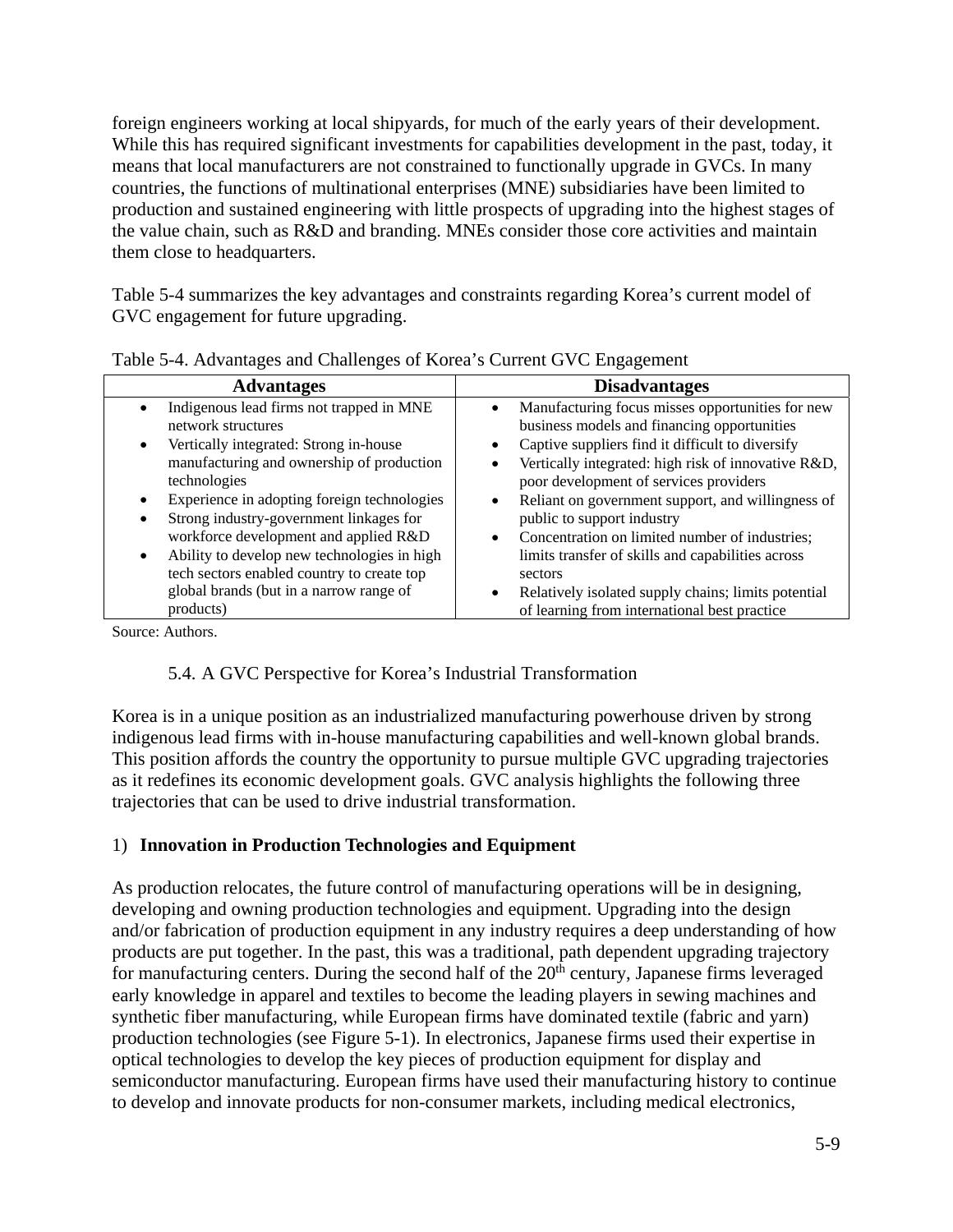foreign engineers working at local shipyards, for much of the early years of their development. While this has required significant investments for capabilities development in the past, today, it means that local manufacturers are not constrained to functionally upgrade in GVCs. In many countries, the functions of multinational enterprises (MNE) subsidiaries have been limited to production and sustained engineering with little prospects of upgrading into the highest stages of the value chain, such as R&D and branding. MNEs consider those core activities and maintain them close to headquarters.

Table 5-4 summarizes the key advantages and constraints regarding Korea's current model of GVC engagement for future upgrading.

Table 5-4. Advantages and Challenges of Korea's Current GVC Engagement

| Advantages | Disadvantages |
|---|---|
| • Indigenous lead firms not trapped in MNE network structures<br>• Vertically integrated: Strong in-house manufacturing and ownership of production technologies<br>• Experience in adopting foreign technologies<br>• Strong industry-government linkages for workforce development and applied R&D<br>• Ability to develop new technologies in high tech sectors enabled country to create top global brands (but in a narrow range of products) | • Manufacturing focus misses opportunities for new business models and financing opportunities<br>• Captive suppliers find it difficult to diversify<br>• Vertically integrated: high risk of innovative R&D, poor development of services providers<br>• Reliant on government support, and willingness of public to support industry<br>• Concentration on limited number of industries; limits transfer of skills and capabilities across sectors<br>• Relatively isolated supply chains; limits potential of learning from international best practice |

Source: Authors.

## 5.4. A GVC Perspective for Korea's Industrial Transformation

Korea is in a unique position as an industrialized manufacturing powerhouse driven by strong indigenous lead firms with in-house manufacturing capabilities and well-known global brands. This position affords the country the opportunity to pursue multiple GVC upgrading trajectories as it redefines its economic development goals. GVC analysis highlights the following three trajectories that can be used to drive industrial transformation.

### 1) **Innovation in Production Technologies and Equipment**

As production relocates, the future control of manufacturing operations will be in designing, developing and owning production technologies and equipment. Upgrading into the design and/or fabrication of production equipment in any industry requires a deep understanding of how products are put together. In the past, this was a traditional, path dependent upgrading trajectory for manufacturing centers. During the second half of the 20th century, Japanese firms leveraged early knowledge in apparel and textiles to become the leading players in sewing machines and synthetic fiber manufacturing, while European firms have dominated textile (fabric and yarn) production technologies (see Figure 5-1). In electronics, Japanese firms used their expertise in optical technologies to develop the key pieces of production equipment for display and semiconductor manufacturing. European firms have used their manufacturing history to continue to develop and innovate products for non-consumer markets, including medical electronics,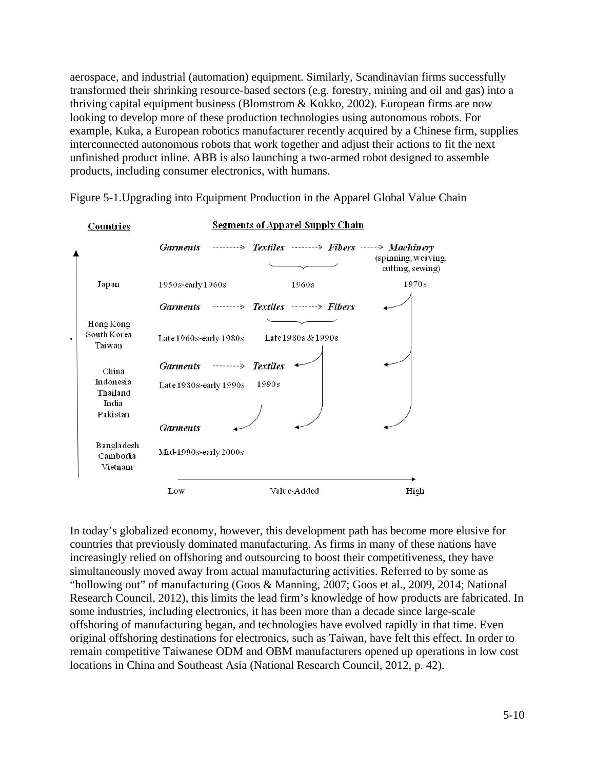aerospace, and industrial (automation) equipment. Similarly, Scandinavian firms successfully transformed their shrinking resource-based sectors (e.g. forestry, mining and oil and gas) into a thriving capital equipment business (Blomstrom & Kokko, 2002). European firms are now looking to develop more of these production technologies using autonomous robots. For example, Kuka, a European robotics manufacturer recently acquired by a Chinese firm, supplies interconnected autonomous robots that work together and adjust their actions to fit the next unfinished product inline. ABB is also launching a two-armed robot designed to assemble products, including consumer electronics, with humans.

Figure 5-1.Upgrading into Equipment Production in the Apparel Global Value Chain

| Countries | *Garments* | *Textiles* | *Fibers* | *Machinery* (spinning, weaving, cutting, sewing) |
|---|---|---|---|---|
| Japan | 1950s-early 1960s | 1960s | | 1970s |
| Hong Kong, South Korea, Taiwan | Late 1960s-early 1980s | Late 1980s & 1990s | | |
| China, Indonesia, Thailand, India, Pakistan | Late 1980s-early 1990s | 1990s | | |
| Bangladesh, Cambodia, Vietnam | Mid-1990s-early 2000s | | | |

Segments of Apparel Supply Chain — Value-Added: Low → High

In today's globalized economy, however, this development path has become more elusive for countries that previously dominated manufacturing. As firms in many of these nations have increasingly relied on offshoring and outsourcing to boost their competitiveness, they have simultaneously moved away from actual manufacturing activities. Referred to by some as "hollowing out" of manufacturing (Goos & Manning, 2007; Goos et al., 2009, 2014; National Research Council, 2012), this limits the lead firm's knowledge of how products are fabricated. In some industries, including electronics, it has been more than a decade since large-scale offshoring of manufacturing began, and technologies have evolved rapidly in that time. Even original offshoring destinations for electronics, such as Taiwan, have felt this effect. In order to remain competitive Taiwanese ODM and OBM manufacturers opened up operations in low cost locations in China and Southeast Asia (National Research Council, 2012, p. 42).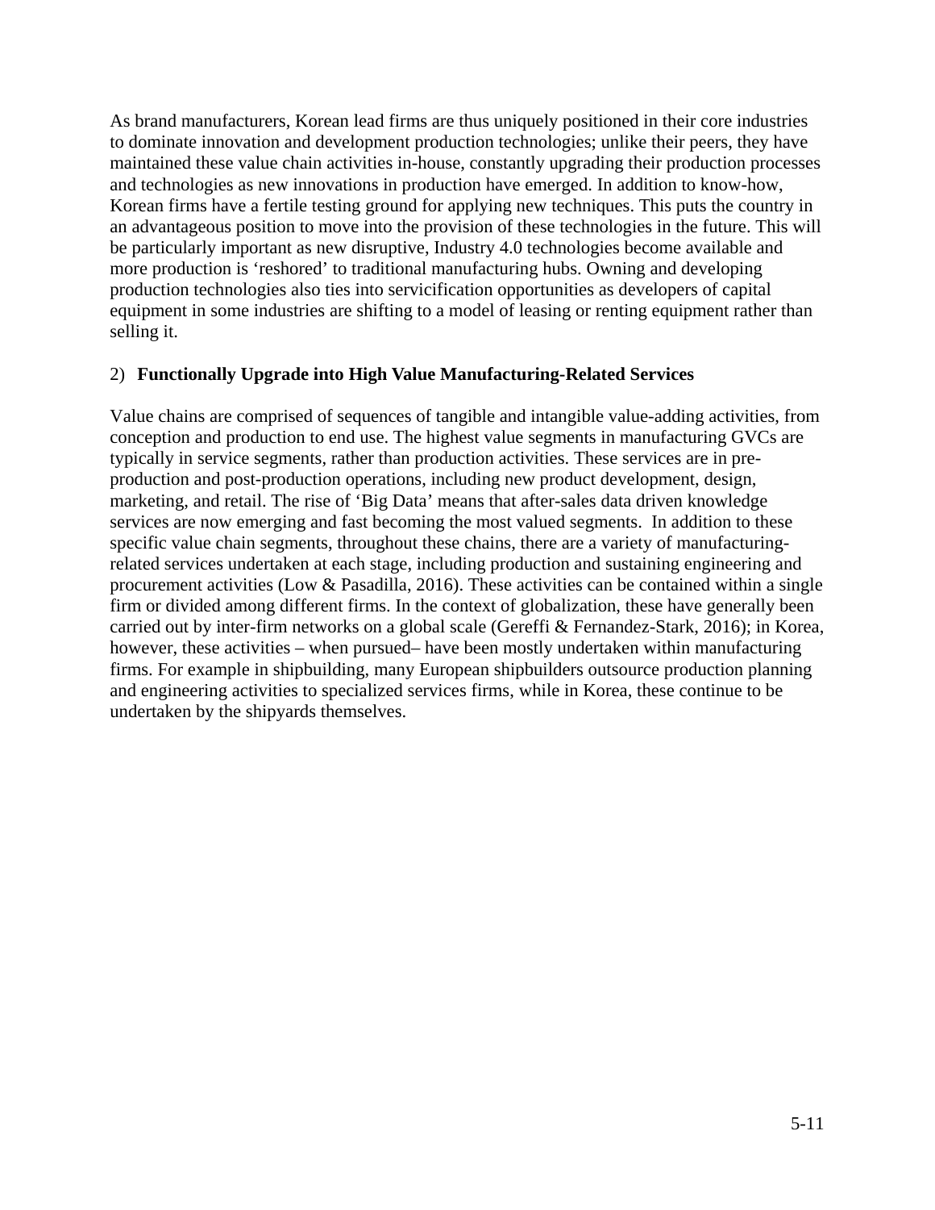As brand manufacturers, Korean lead firms are thus uniquely positioned in their core industries to dominate innovation and development production technologies; unlike their peers, they have maintained these value chain activities in-house, constantly upgrading their production processes and technologies as new innovations in production have emerged. In addition to know-how, Korean firms have a fertile testing ground for applying new techniques. This puts the country in an advantageous position to move into the provision of these technologies in the future. This will be particularly important as new disruptive, Industry 4.0 technologies become available and more production is 'reshored' to traditional manufacturing hubs. Owning and developing production technologies also ties into servicification opportunities as developers of capital equipment in some industries are shifting to a model of leasing or renting equipment rather than selling it.

2) **Functionally Upgrade into High Value Manufacturing-Related Services**

Value chains are comprised of sequences of tangible and intangible value-adding activities, from conception and production to end use. The highest value segments in manufacturing GVCs are typically in service segments, rather than production activities. These services are in pre-production and post-production operations, including new product development, design, marketing, and retail. The rise of 'Big Data' means that after-sales data driven knowledge services are now emerging and fast becoming the most valued segments. In addition to these specific value chain segments, throughout these chains, there are a variety of manufacturing-related services undertaken at each stage, including production and sustaining engineering and procurement activities (Low & Pasadilla, 2016). These activities can be contained within a single firm or divided among different firms. In the context of globalization, these have generally been carried out by inter-firm networks on a global scale (Gereffi & Fernandez-Stark, 2016); in Korea, however, these activities – when pursued– have been mostly undertaken within manufacturing firms. For example in shipbuilding, many European shipbuilders outsource production planning and engineering activities to specialized services firms, while in Korea, these continue to be undertaken by the shipyards themselves.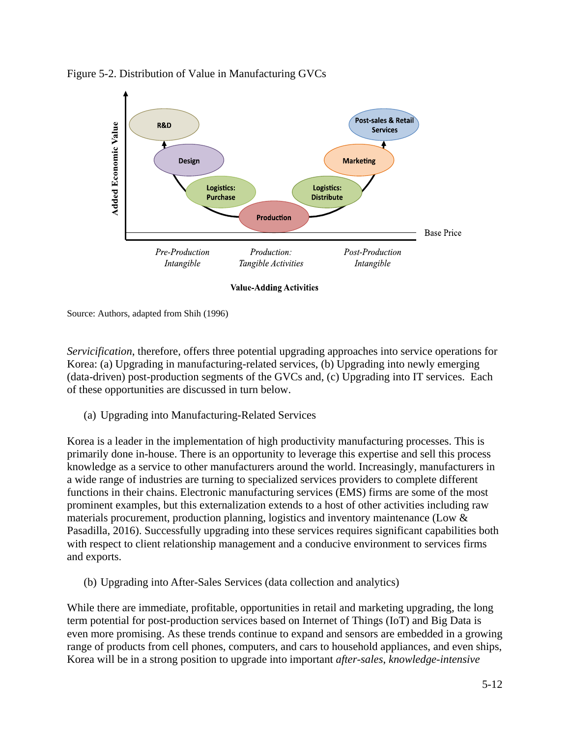Figure 5-2. Distribution of Value in Manufacturing GVCs

Source: Authors, adapted from Shih (1996)

*Servicification*, therefore, offers three potential upgrading approaches into service operations for Korea: (a) Upgrading in manufacturing-related services, (b) Upgrading into newly emerging (data-driven) post-production segments of the GVCs and, (c) Upgrading into IT services. Each of these opportunities are discussed in turn below.

(a) Upgrading into Manufacturing-Related Services

Korea is a leader in the implementation of high productivity manufacturing processes. This is primarily done in-house. There is an opportunity to leverage this expertise and sell this process knowledge as a service to other manufacturers around the world. Increasingly, manufacturers in a wide range of industries are turning to specialized services providers to complete different functions in their chains. Electronic manufacturing services (EMS) firms are some of the most prominent examples, but this externalization extends to a host of other activities including raw materials procurement, production planning, logistics and inventory maintenance (Low & Pasadilla, 2016). Successfully upgrading into these services requires significant capabilities both with respect to client relationship management and a conducive environment to services firms and exports.

(b) Upgrading into After-Sales Services (data collection and analytics)

While there are immediate, profitable, opportunities in retail and marketing upgrading, the long term potential for post-production services based on Internet of Things (IoT) and Big Data is even more promising. As these trends continue to expand and sensors are embedded in a growing range of products from cell phones, computers, and cars to household appliances, and even ships, Korea will be in a strong position to upgrade into important *after-sales*, *knowledge-intensive*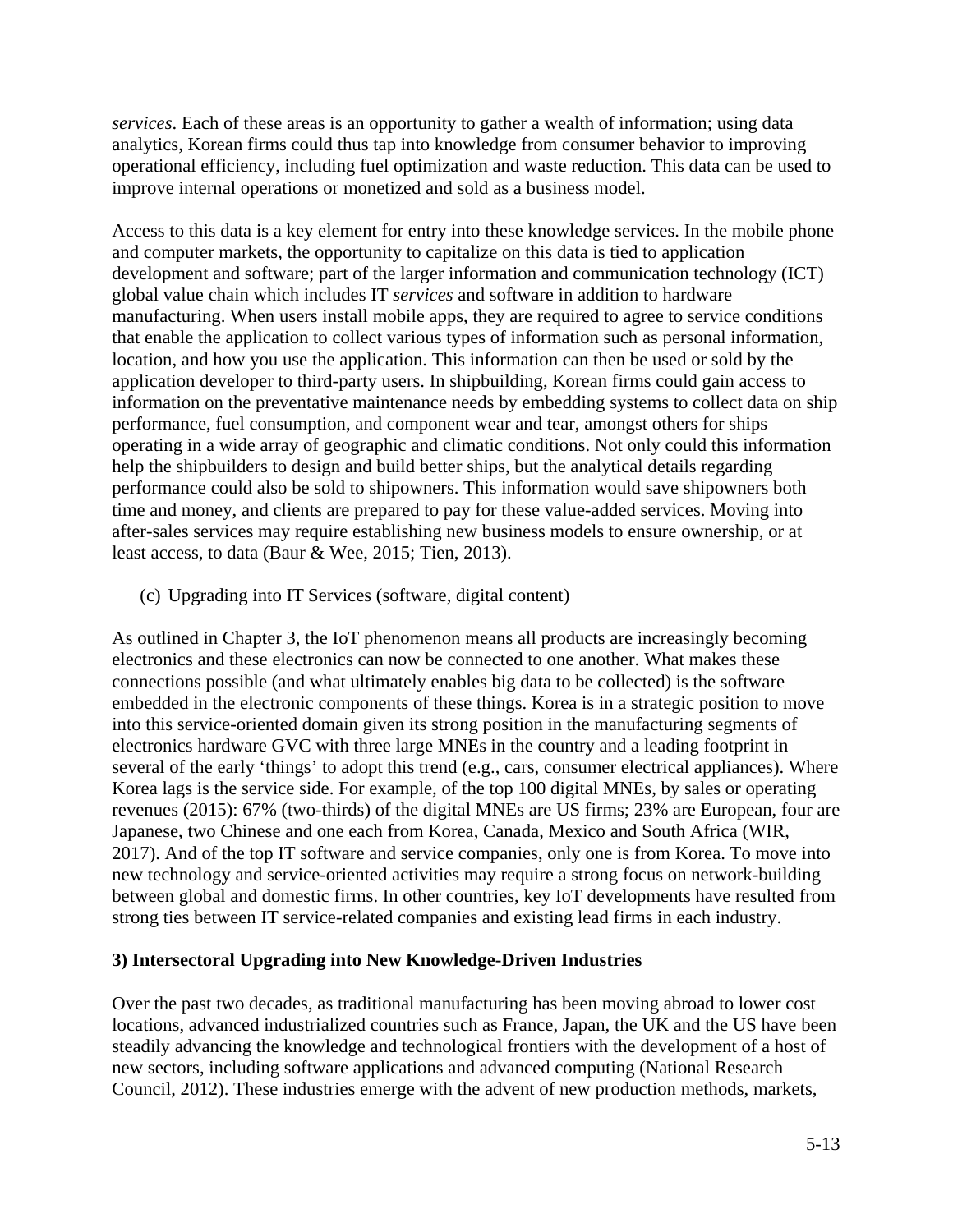*services*. Each of these areas is an opportunity to gather a wealth of information; using data analytics, Korean firms could thus tap into knowledge from consumer behavior to improving operational efficiency, including fuel optimization and waste reduction. This data can be used to improve internal operations or monetized and sold as a business model.

Access to this data is a key element for entry into these knowledge services. In the mobile phone and computer markets, the opportunity to capitalize on this data is tied to application development and software; part of the larger information and communication technology (ICT) global value chain which includes IT *services* and software in addition to hardware manufacturing. When users install mobile apps, they are required to agree to service conditions that enable the application to collect various types of information such as personal information, location, and how you use the application. This information can then be used or sold by the application developer to third-party users. In shipbuilding, Korean firms could gain access to information on the preventative maintenance needs by embedding systems to collect data on ship performance, fuel consumption, and component wear and tear, amongst others for ships operating in a wide array of geographic and climatic conditions. Not only could this information help the shipbuilders to design and build better ships, but the analytical details regarding performance could also be sold to shipowners. This information would save shipowners both time and money, and clients are prepared to pay for these value-added services. Moving into after-sales services may require establishing new business models to ensure ownership, or at least access, to data (Baur & Wee, 2015; Tien, 2013).

(c) Upgrading into IT Services (software, digital content)

As outlined in Chapter 3, the IoT phenomenon means all products are increasingly becoming electronics and these electronics can now be connected to one another. What makes these connections possible (and what ultimately enables big data to be collected) is the software embedded in the electronic components of these things. Korea is in a strategic position to move into this service-oriented domain given its strong position in the manufacturing segments of electronics hardware GVC with three large MNEs in the country and a leading footprint in several of the early 'things' to adopt this trend (e.g., cars, consumer electrical appliances). Where Korea lags is the service side. For example, of the top 100 digital MNEs, by sales or operating revenues (2015): 67% (two-thirds) of the digital MNEs are US firms; 23% are European, four are Japanese, two Chinese and one each from Korea, Canada, Mexico and South Africa (WIR, 2017). And of the top IT software and service companies, only one is from Korea. To move into new technology and service-oriented activities may require a strong focus on network-building between global and domestic firms. In other countries, key IoT developments have resulted from strong ties between IT service-related companies and existing lead firms in each industry.

**3) Intersectoral Upgrading into New Knowledge-Driven Industries**

Over the past two decades, as traditional manufacturing has been moving abroad to lower cost locations, advanced industrialized countries such as France, Japan, the UK and the US have been steadily advancing the knowledge and technological frontiers with the development of a host of new sectors, including software applications and advanced computing (National Research Council, 2012). These industries emerge with the advent of new production methods, markets,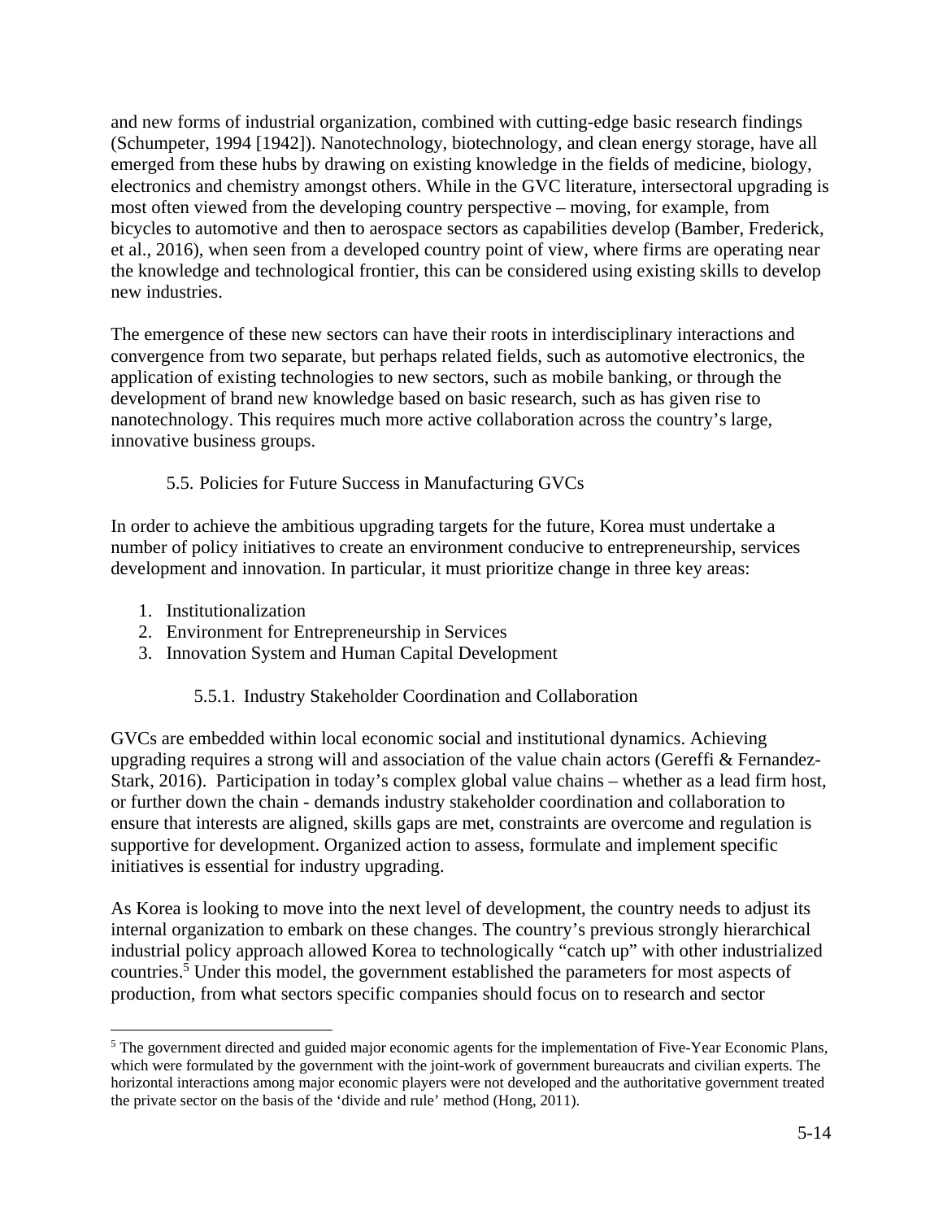and new forms of industrial organization, combined with cutting-edge basic research findings (Schumpeter, 1994 [1942]). Nanotechnology, biotechnology, and clean energy storage, have all emerged from these hubs by drawing on existing knowledge in the fields of medicine, biology, electronics and chemistry amongst others. While in the GVC literature, intersectoral upgrading is most often viewed from the developing country perspective – moving, for example, from bicycles to automotive and then to aerospace sectors as capabilities develop (Bamber, Frederick, et al., 2016), when seen from a developed country point of view, where firms are operating near the knowledge and technological frontier, this can be considered using existing skills to develop new industries.

The emergence of these new sectors can have their roots in interdisciplinary interactions and convergence from two separate, but perhaps related fields, such as automotive electronics, the application of existing technologies to new sectors, such as mobile banking, or through the development of brand new knowledge based on basic research, such as has given rise to nanotechnology. This requires much more active collaboration across the country's large, innovative business groups.

### 5.5. Policies for Future Success in Manufacturing GVCs

In order to achieve the ambitious upgrading targets for the future, Korea must undertake a number of policy initiatives to create an environment conducive to entrepreneurship, services development and innovation. In particular, it must prioritize change in three key areas:

1. Institutionalization
2. Environment for Entrepreneurship in Services
3. Innovation System and Human Capital Development

#### 5.5.1. Industry Stakeholder Coordination and Collaboration

GVCs are embedded within local economic social and institutional dynamics. Achieving upgrading requires a strong will and association of the value chain actors (Gereffi & Fernandez-Stark, 2016). Participation in today's complex global value chains – whether as a lead firm host, or further down the chain - demands industry stakeholder coordination and collaboration to ensure that interests are aligned, skills gaps are met, constraints are overcome and regulation is supportive for development. Organized action to assess, formulate and implement specific initiatives is essential for industry upgrading.

As Korea is looking to move into the next level of development, the country needs to adjust its internal organization to embark on these changes. The country's previous strongly hierarchical industrial policy approach allowed Korea to technologically "catch up" with other industrialized countries.[5] Under this model, the government established the parameters for most aspects of production, from what sectors specific companies should focus on to research and sector

[5] The government directed and guided major economic agents for the implementation of Five-Year Economic Plans, which were formulated by the government with the joint-work of government bureaucrats and civilian experts. The horizontal interactions among major economic players were not developed and the authoritative government treated the private sector on the basis of the 'divide and rule' method (Hong, 2011).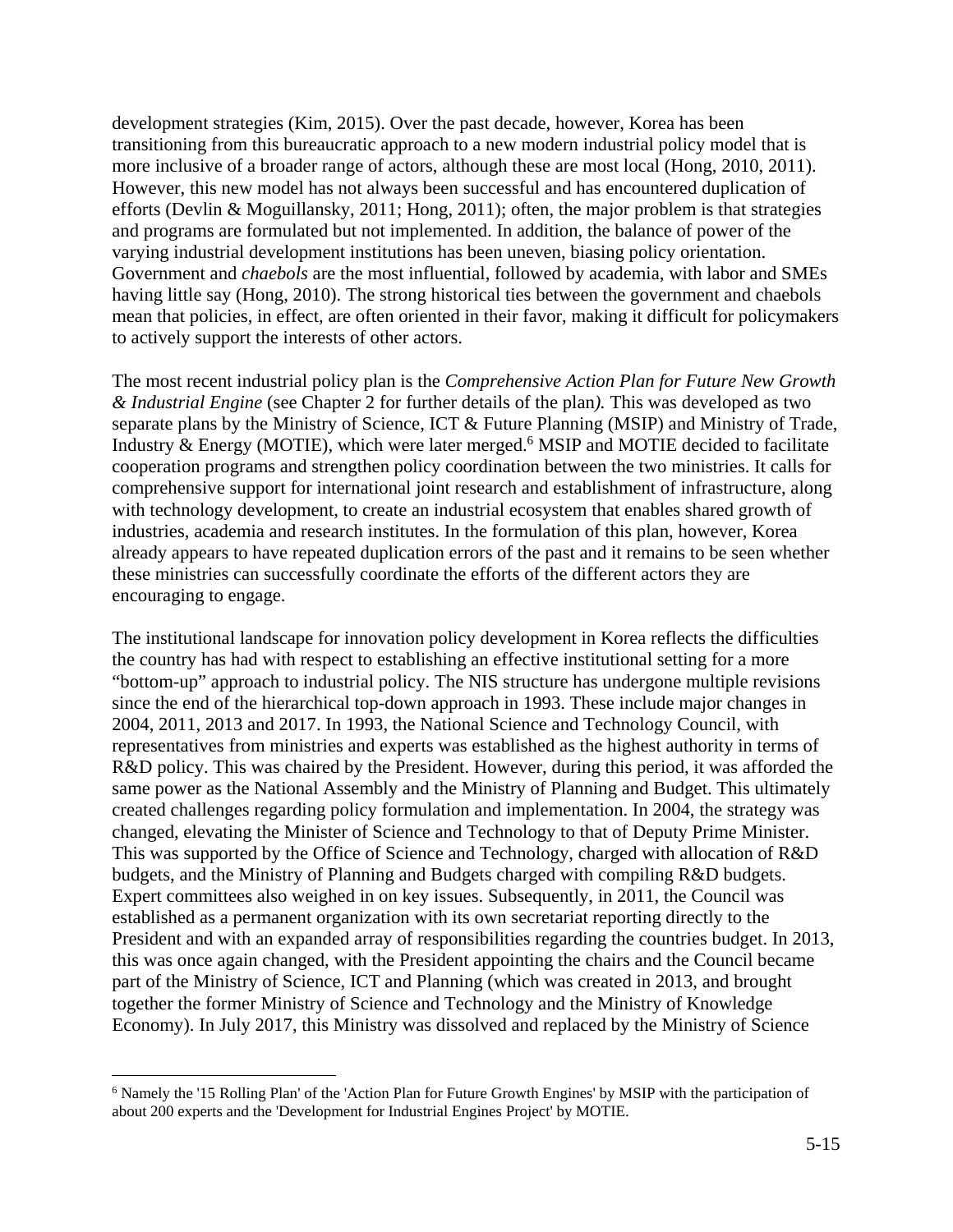development strategies (Kim, 2015). Over the past decade, however, Korea has been transitioning from this bureaucratic approach to a new modern industrial policy model that is more inclusive of a broader range of actors, although these are most local (Hong, 2010, 2011). However, this new model has not always been successful and has encountered duplication of efforts (Devlin & Moguillansky, 2011; Hong, 2011); often, the major problem is that strategies and programs are formulated but not implemented. In addition, the balance of power of the varying industrial development institutions has been uneven, biasing policy orientation. Government and *chaebols* are the most influential, followed by academia, with labor and SMEs having little say (Hong, 2010). The strong historical ties between the government and chaebols mean that policies, in effect, are often oriented in their favor, making it difficult for policymakers to actively support the interests of other actors.

The most recent industrial policy plan is the *Comprehensive Action Plan for Future New Growth & Industrial Engine* (see Chapter 2 for further details of the plan*).* This was developed as two separate plans by the Ministry of Science, ICT & Future Planning (MSIP) and Ministry of Trade, Industry & Energy (MOTIE), which were later merged.[6] MSIP and MOTIE decided to facilitate cooperation programs and strengthen policy coordination between the two ministries. It calls for comprehensive support for international joint research and establishment of infrastructure, along with technology development, to create an industrial ecosystem that enables shared growth of industries, academia and research institutes. In the formulation of this plan, however, Korea already appears to have repeated duplication errors of the past and it remains to be seen whether these ministries can successfully coordinate the efforts of the different actors they are encouraging to engage.

The institutional landscape for innovation policy development in Korea reflects the difficulties the country has had with respect to establishing an effective institutional setting for a more "bottom-up" approach to industrial policy. The NIS structure has undergone multiple revisions since the end of the hierarchical top-down approach in 1993. These include major changes in 2004, 2011, 2013 and 2017. In 1993, the National Science and Technology Council, with representatives from ministries and experts was established as the highest authority in terms of R&D policy. This was chaired by the President. However, during this period, it was afforded the same power as the National Assembly and the Ministry of Planning and Budget. This ultimately created challenges regarding policy formulation and implementation. In 2004, the strategy was changed, elevating the Minister of Science and Technology to that of Deputy Prime Minister. This was supported by the Office of Science and Technology, charged with allocation of R&D budgets, and the Ministry of Planning and Budgets charged with compiling R&D budgets. Expert committees also weighed in on key issues. Subsequently, in 2011, the Council was established as a permanent organization with its own secretariat reporting directly to the President and with an expanded array of responsibilities regarding the countries budget. In 2013, this was once again changed, with the President appointing the chairs and the Council became part of the Ministry of Science, ICT and Planning (which was created in 2013, and brought together the former Ministry of Science and Technology and the Ministry of Knowledge Economy). In July 2017, this Ministry was dissolved and replaced by the Ministry of Science

[6] Namely the '15 Rolling Plan' of the 'Action Plan for Future Growth Engines' by MSIP with the participation of about 200 experts and the 'Development for Industrial Engines Project' by MOTIE.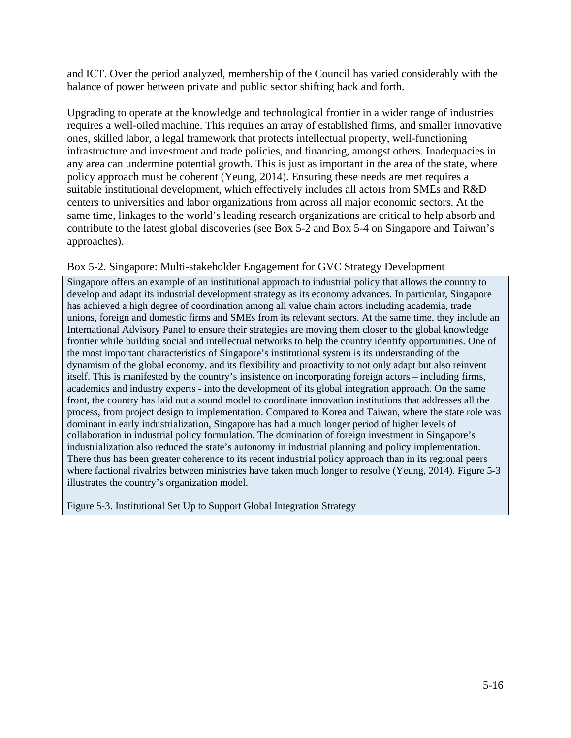and ICT. Over the period analyzed, membership of the Council has varied considerably with the balance of power between private and public sector shifting back and forth.

Upgrading to operate at the knowledge and technological frontier in a wider range of industries requires a well-oiled machine. This requires an array of established firms, and smaller innovative ones, skilled labor, a legal framework that protects intellectual property, well-functioning infrastructure and investment and trade policies, and financing, amongst others. Inadequacies in any area can undermine potential growth. This is just as important in the area of the state, where policy approach must be coherent (Yeung, 2014). Ensuring these needs are met requires a suitable institutional development, which effectively includes all actors from SMEs and R&D centers to universities and labor organizations from across all major economic sectors. At the same time, linkages to the world's leading research organizations are critical to help absorb and contribute to the latest global discoveries (see Box 5-2 and Box 5-4 on Singapore and Taiwan's approaches).

Box 5-2. Singapore: Multi-stakeholder Engagement for GVC Strategy Development

> Singapore offers an example of an institutional approach to industrial policy that allows the country to develop and adapt its industrial development strategy as its economy advances. In particular, Singapore has achieved a high degree of coordination among all value chain actors including academia, trade unions, foreign and domestic firms and SMEs from its relevant sectors. At the same time, they include an International Advisory Panel to ensure their strategies are moving them closer to the global knowledge frontier while building social and intellectual networks to help the country identify opportunities. One of the most important characteristics of Singapore's institutional system is its understanding of the dynamism of the global economy, and its flexibility and proactivity to not only adapt but also reinvent itself. This is manifested by the country's insistence on incorporating foreign actors – including firms, academics and industry experts - into the development of its global integration approach. On the same front, the country has laid out a sound model to coordinate innovation institutions that addresses all the process, from project design to implementation. Compared to Korea and Taiwan, where the state role was dominant in early industrialization, Singapore has had a much longer period of higher levels of collaboration in industrial policy formulation. The domination of foreign investment in Singapore's industrialization also reduced the state's autonomy in industrial planning and policy implementation. There thus has been greater coherence to its recent industrial policy approach than in its regional peers where factional rivalries between ministries have taken much longer to resolve (Yeung, 2014). Figure 5-3 illustrates the country's organization model.
>
> Figure 5-3. Institutional Set Up to Support Global Integration Strategy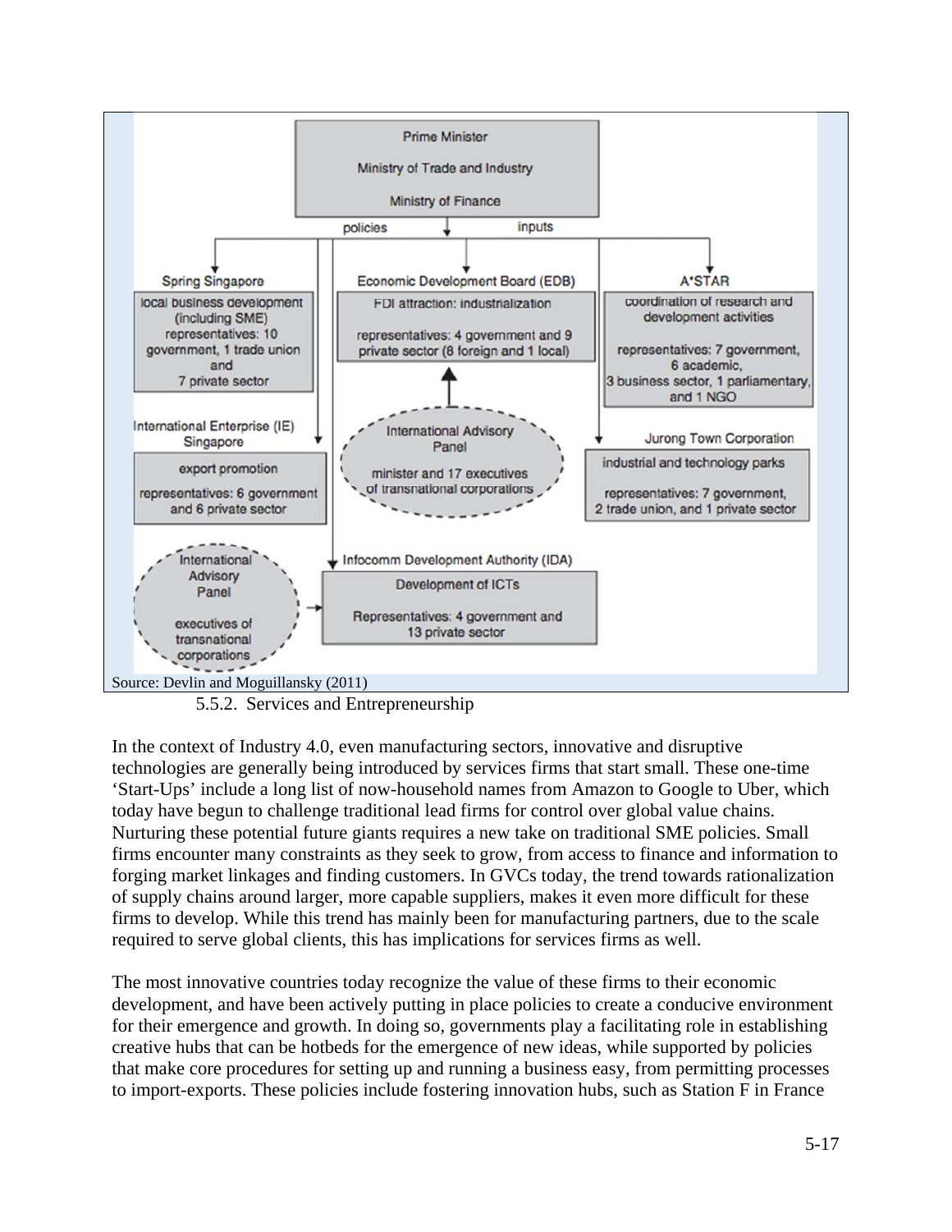Prime Minister

Ministry of Trade and Industry

Ministry of Finance

policies — inputs

**Spring Singapore**
local business development (including SME)
representatives: 10 government, 1 trade union and 7 private sector

**Economic Development Board (EDB)**
FDI attraction: industrialization
representatives: 4 government and 9 private sector (8 foreign and 1 local)

**A*STAR**
coordination of research and development activities
representatives: 7 government, 6 academic, 3 business sector, 1 parliamentary, and 1 NGO

**International Enterprise (IE) Singapore**
export promotion
representatives: 6 government and 6 private sector

**International Advisory Panel**
minister and 17 executives of transnational corporations

**Jurong Town Corporation**
industrial and technology parks
representatives: 7 government, 2 trade union, and 1 private sector

**International Advisory Panel**
executives of transnational corporations

**Infocomm Development Authority (IDA)**
Development of ICTs
Representatives: 4 government and 13 private sector

Source: Devlin and Moguillansky (2011)

### 5.5.2. Services and Entrepreneurship

In the context of Industry 4.0, even manufacturing sectors, innovative and disruptive technologies are generally being introduced by services firms that start small. These one-time 'Start-Ups' include a long list of now-household names from Amazon to Google to Uber, which today have begun to challenge traditional lead firms for control over global value chains. Nurturing these potential future giants requires a new take on traditional SME policies. Small firms encounter many constraints as they seek to grow, from access to finance and information to forging market linkages and finding customers. In GVCs today, the trend towards rationalization of supply chains around larger, more capable suppliers, makes it even more difficult for these firms to develop. While this trend has mainly been for manufacturing partners, due to the scale required to serve global clients, this has implications for services firms as well.

The most innovative countries today recognize the value of these firms to their economic development, and have been actively putting in place policies to create a conducive environment for their emergence and growth. In doing so, governments play a facilitating role in establishing creative hubs that can be hotbeds for the emergence of new ideas, while supported by policies that make core procedures for setting up and running a business easy, from permitting processes to import-exports. These policies include fostering innovation hubs, such as Station F in France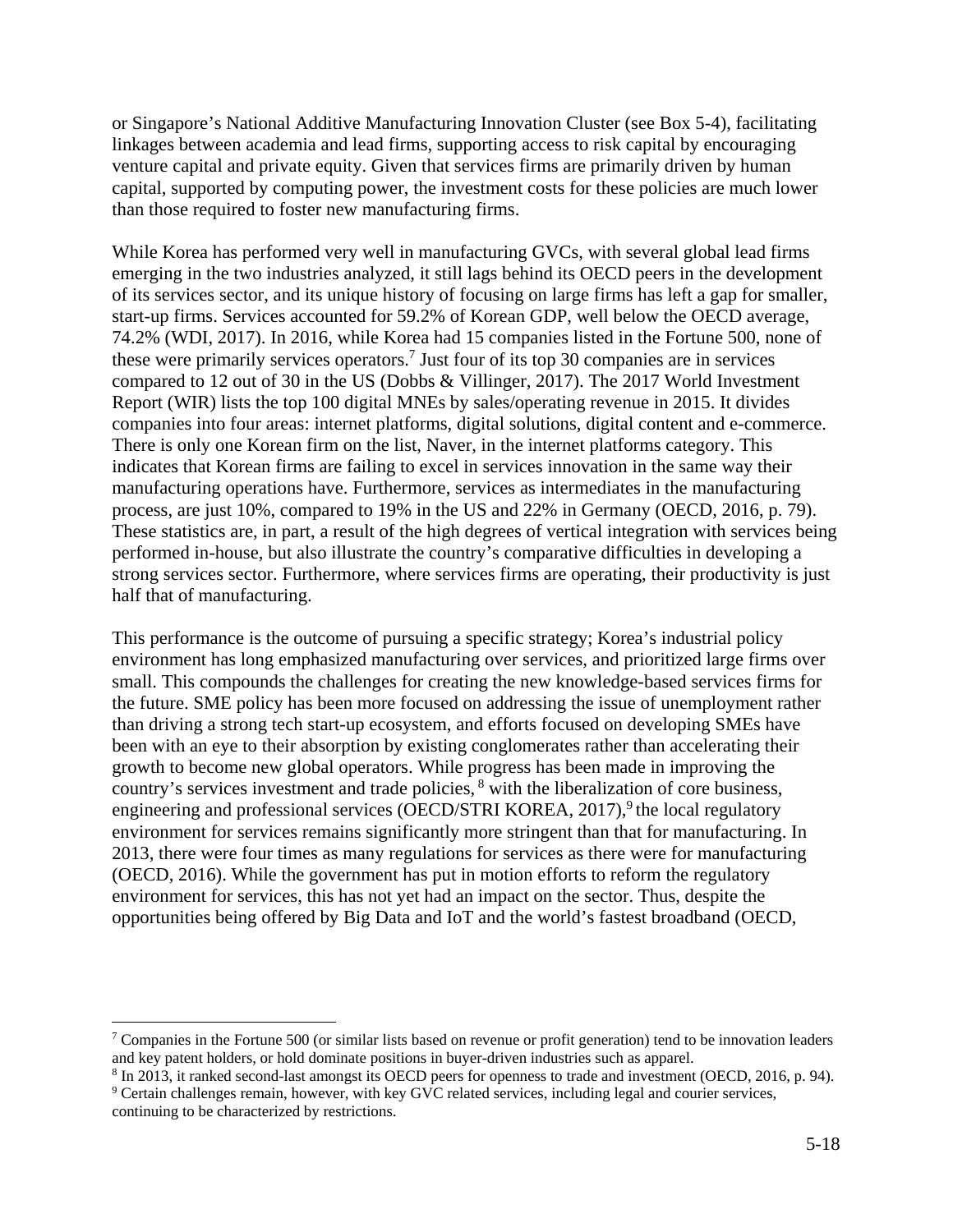or Singapore's National Additive Manufacturing Innovation Cluster (see Box 5-4), facilitating linkages between academia and lead firms, supporting access to risk capital by encouraging venture capital and private equity. Given that services firms are primarily driven by human capital, supported by computing power, the investment costs for these policies are much lower than those required to foster new manufacturing firms.

While Korea has performed very well in manufacturing GVCs, with several global lead firms emerging in the two industries analyzed, it still lags behind its OECD peers in the development of its services sector, and its unique history of focusing on large firms has left a gap for smaller, start-up firms. Services accounted for 59.2% of Korean GDP, well below the OECD average, 74.2% (WDI, 2017). In 2016, while Korea had 15 companies listed in the Fortune 500, none of these were primarily services operators.[7] Just four of its top 30 companies are in services compared to 12 out of 30 in the US (Dobbs & Villinger, 2017). The 2017 World Investment Report (WIR) lists the top 100 digital MNEs by sales/operating revenue in 2015. It divides companies into four areas: internet platforms, digital solutions, digital content and e-commerce. There is only one Korean firm on the list, Naver, in the internet platforms category. This indicates that Korean firms are failing to excel in services innovation in the same way their manufacturing operations have. Furthermore, services as intermediates in the manufacturing process, are just 10%, compared to 19% in the US and 22% in Germany (OECD, 2016, p. 79). These statistics are, in part, a result of the high degrees of vertical integration with services being performed in-house, but also illustrate the country's comparative difficulties in developing a strong services sector. Furthermore, where services firms are operating, their productivity is just half that of manufacturing.

This performance is the outcome of pursuing a specific strategy; Korea's industrial policy environment has long emphasized manufacturing over services, and prioritized large firms over small. This compounds the challenges for creating the new knowledge-based services firms for the future. SME policy has been more focused on addressing the issue of unemployment rather than driving a strong tech start-up ecosystem, and efforts focused on developing SMEs have been with an eye to their absorption by existing conglomerates rather than accelerating their growth to become new global operators. While progress has been made in improving the country's services investment and trade policies, [8] with the liberalization of core business, engineering and professional services (OECD/STRI KOREA, 2017),[9] the local regulatory environment for services remains significantly more stringent than that for manufacturing. In 2013, there were four times as many regulations for services as there were for manufacturing (OECD, 2016). While the government has put in motion efforts to reform the regulatory environment for services, this has not yet had an impact on the sector. Thus, despite the opportunities being offered by Big Data and IoT and the world's fastest broadband (OECD,

---

[7] Companies in the Fortune 500 (or similar lists based on revenue or profit generation) tend to be innovation leaders and key patent holders, or hold dominate positions in buyer-driven industries such as apparel.

[8] In 2013, it ranked second-last amongst its OECD peers for openness to trade and investment (OECD, 2016, p. 94).

[9] Certain challenges remain, however, with key GVC related services, including legal and courier services, continuing to be characterized by restrictions.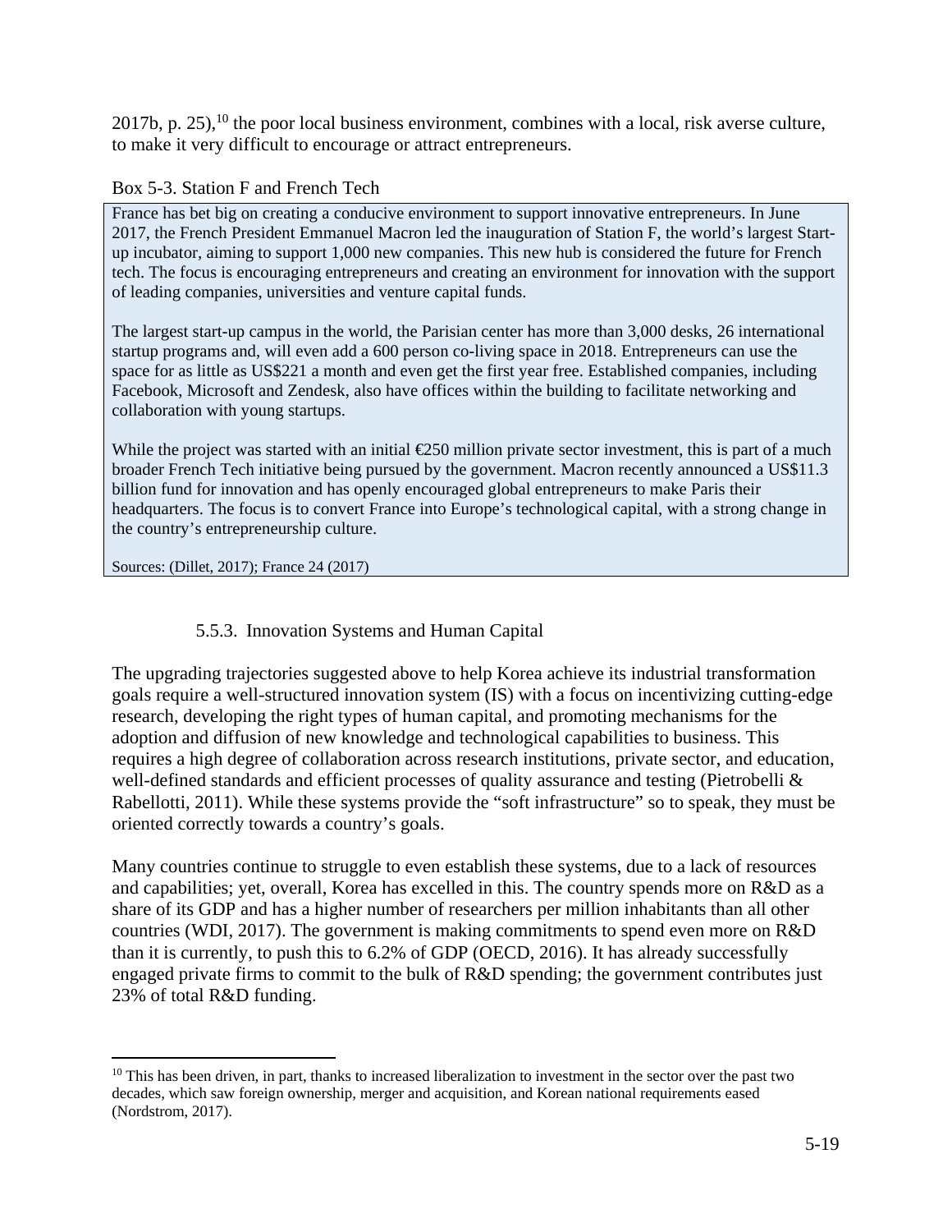2017b, p. 25),[10] the poor local business environment, combines with a local, risk averse culture, to make it very difficult to encourage or attract entrepreneurs.

Box 5-3. Station F and French Tech

> France has bet big on creating a conducive environment to support innovative entrepreneurs. In June 2017, the French President Emmanuel Macron led the inauguration of Station F, the world's largest Start-up incubator, aiming to support 1,000 new companies. This new hub is considered the future for French tech. The focus is encouraging entrepreneurs and creating an environment for innovation with the support of leading companies, universities and venture capital funds.
>
> The largest start-up campus in the world, the Parisian center has more than 3,000 desks, 26 international startup programs and, will even add a 600 person co-living space in 2018. Entrepreneurs can use the space for as little as US$221 a month and even get the first year free. Established companies, including Facebook, Microsoft and Zendesk, also have offices within the building to facilitate networking and collaboration with young startups.
>
> While the project was started with an initial €250 million private sector investment, this is part of a much broader French Tech initiative being pursued by the government. Macron recently announced a US$11.3 billion fund for innovation and has openly encouraged global entrepreneurs to make Paris their headquarters. The focus is to convert France into Europe's technological capital, with a strong change in the country's entrepreneurship culture.
>
> Sources: (Dillet, 2017); France 24 (2017)

### 5.5.3. Innovation Systems and Human Capital

The upgrading trajectories suggested above to help Korea achieve its industrial transformation goals require a well-structured innovation system (IS) with a focus on incentivizing cutting-edge research, developing the right types of human capital, and promoting mechanisms for the adoption and diffusion of new knowledge and technological capabilities to business. This requires a high degree of collaboration across research institutions, private sector, and education, well-defined standards and efficient processes of quality assurance and testing (Pietrobelli & Rabellotti, 2011). While these systems provide the "soft infrastructure" so to speak, they must be oriented correctly towards a country's goals.

Many countries continue to struggle to even establish these systems, due to a lack of resources and capabilities; yet, overall, Korea has excelled in this. The country spends more on R&D as a share of its GDP and has a higher number of researchers per million inhabitants than all other countries (WDI, 2017). The government is making commitments to spend even more on R&D than it is currently, to push this to 6.2% of GDP (OECD, 2016). It has already successfully engaged private firms to commit to the bulk of R&D spending; the government contributes just 23% of total R&D funding.

[10] This has been driven, in part, thanks to increased liberalization to investment in the sector over the past two decades, which saw foreign ownership, merger and acquisition, and Korean national requirements eased (Nordstrom, 2017).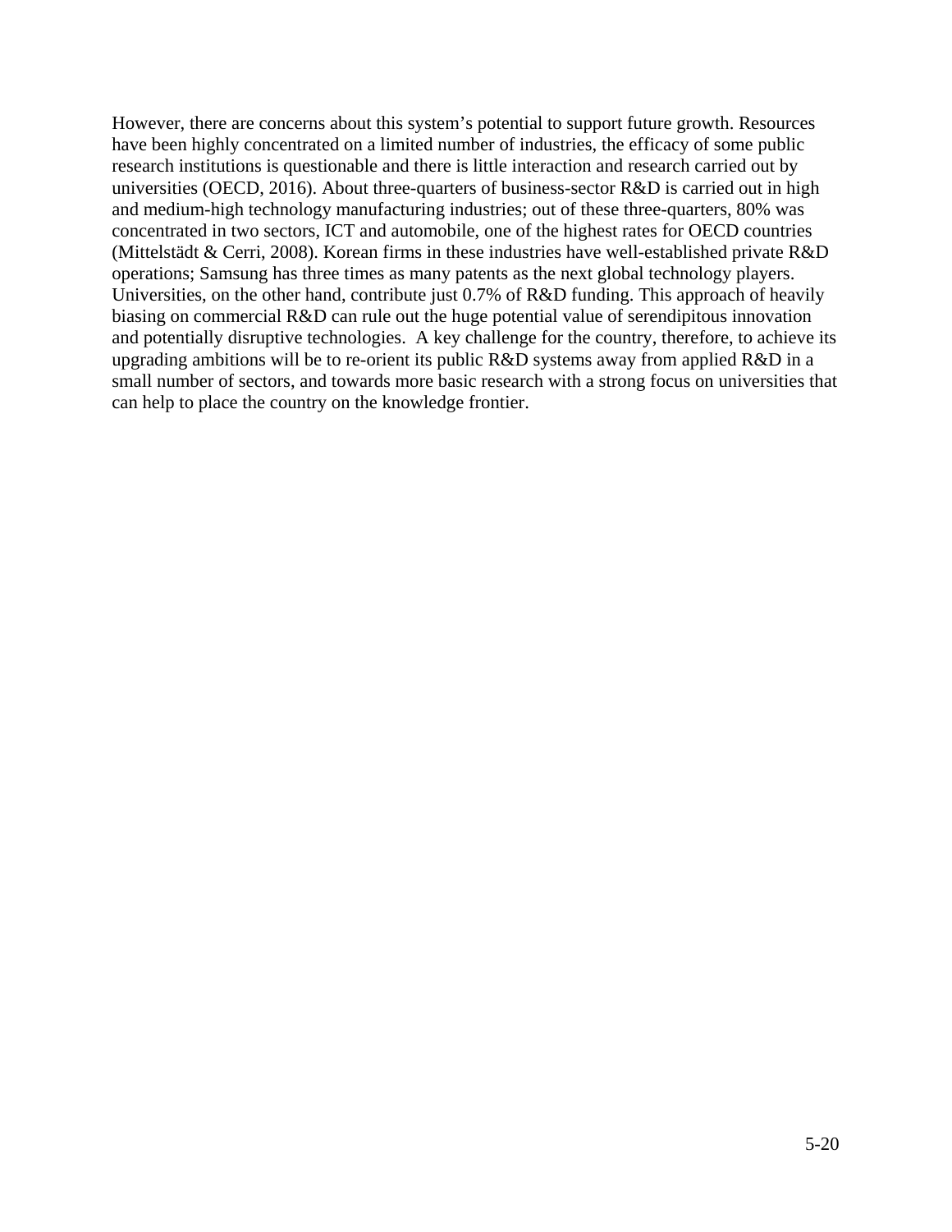However, there are concerns about this system's potential to support future growth. Resources have been highly concentrated on a limited number of industries, the efficacy of some public research institutions is questionable and there is little interaction and research carried out by universities (OECD, 2016). About three-quarters of business-sector R&D is carried out in high and medium-high technology manufacturing industries; out of these three-quarters, 80% was concentrated in two sectors, ICT and automobile, one of the highest rates for OECD countries (Mittelstädt & Cerri, 2008). Korean firms in these industries have well-established private R&D operations; Samsung has three times as many patents as the next global technology players. Universities, on the other hand, contribute just 0.7% of R&D funding. This approach of heavily biasing on commercial R&D can rule out the huge potential value of serendipitous innovation and potentially disruptive technologies. A key challenge for the country, therefore, to achieve its upgrading ambitions will be to re-orient its public R&D systems away from applied R&D in a small number of sectors, and towards more basic research with a strong focus on universities that can help to place the country on the knowledge frontier.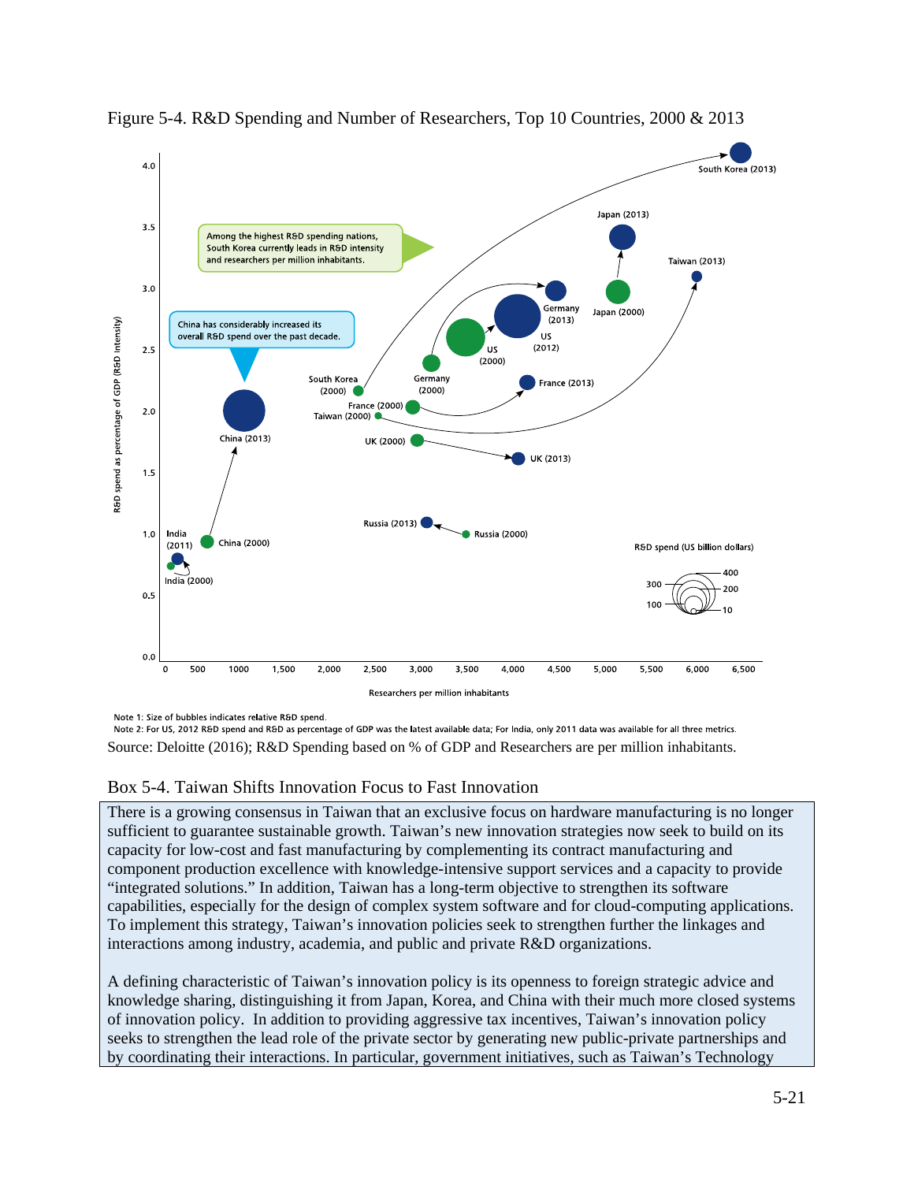Figure 5-4. R&D Spending and Number of Researchers, Top 10 Countries, 2000 & 2013

Note 1: Size of bubbles indicates relative R&D spend.
Note 2: For US, 2012 R&D spend and R&D as percentage of GDP was the latest available data; For India, only 2011 data was available for all three metrics.

Source: Deloitte (2016); R&D Spending based on % of GDP and Researchers are per million inhabitants.

Box 5-4. Taiwan Shifts Innovation Focus to Fast Innovation

There is a growing consensus in Taiwan that an exclusive focus on hardware manufacturing is no longer sufficient to guarantee sustainable growth. Taiwan's new innovation strategies now seek to build on its capacity for low-cost and fast manufacturing by complementing its contract manufacturing and component production excellence with knowledge-intensive support services and a capacity to provide "integrated solutions." In addition, Taiwan has a long-term objective to strengthen its software capabilities, especially for the design of complex system software and for cloud-computing applications. To implement this strategy, Taiwan's innovation policies seek to strengthen further the linkages and interactions among industry, academia, and public and private R&D organizations.

A defining characteristic of Taiwan's innovation policy is its openness to foreign strategic advice and knowledge sharing, distinguishing it from Japan, Korea, and China with their much more closed systems of innovation policy. In addition to providing aggressive tax incentives, Taiwan's innovation policy seeks to strengthen the lead role of the private sector by generating new public-private partnerships and by coordinating their interactions. In particular, government initiatives, such as Taiwan's Technology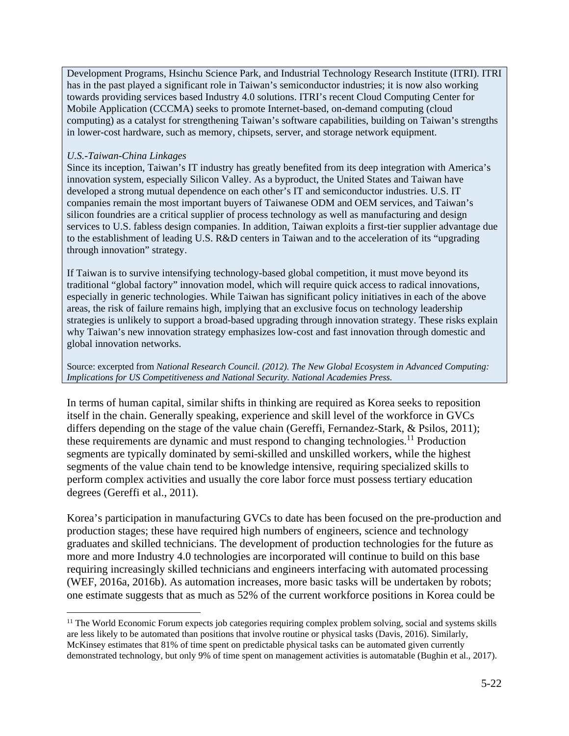Development Programs, Hsinchu Science Park, and Industrial Technology Research Institute (ITRI). ITRI has in the past played a significant role in Taiwan's semiconductor industries; it is now also working towards providing services based Industry 4.0 solutions. ITRI's recent Cloud Computing Center for Mobile Application (CCCMA) seeks to promote Internet-based, on-demand computing (cloud computing) as a catalyst for strengthening Taiwan's software capabilities, building on Taiwan's strengths in lower-cost hardware, such as memory, chipsets, server, and storage network equipment.

*U.S.-Taiwan-China Linkages*

Since its inception, Taiwan's IT industry has greatly benefited from its deep integration with America's innovation system, especially Silicon Valley. As a byproduct, the United States and Taiwan have developed a strong mutual dependence on each other's IT and semiconductor industries. U.S. IT companies remain the most important buyers of Taiwanese ODM and OEM services, and Taiwan's silicon foundries are a critical supplier of process technology as well as manufacturing and design services to U.S. fabless design companies. In addition, Taiwan exploits a first-tier supplier advantage due to the establishment of leading U.S. R&D centers in Taiwan and to the acceleration of its "upgrading through innovation" strategy.

If Taiwan is to survive intensifying technology-based global competition, it must move beyond its traditional "global factory" innovation model, which will require quick access to radical innovations, especially in generic technologies. While Taiwan has significant policy initiatives in each of the above areas, the risk of failure remains high, implying that an exclusive focus on technology leadership strategies is unlikely to support a broad-based upgrading through innovation strategy. These risks explain why Taiwan's new innovation strategy emphasizes low-cost and fast innovation through domestic and global innovation networks.

Source: excerpted from *National Research Council. (2012). The New Global Ecosystem in Advanced Computing: Implications for US Competitiveness and National Security. National Academies Press.*

In terms of human capital, similar shifts in thinking are required as Korea seeks to reposition itself in the chain. Generally speaking, experience and skill level of the workforce in GVCs differs depending on the stage of the value chain (Gereffi, Fernandez-Stark, & Psilos, 2011); these requirements are dynamic and must respond to changing technologies.[11] Production segments are typically dominated by semi-skilled and unskilled workers, while the highest segments of the value chain tend to be knowledge intensive, requiring specialized skills to perform complex activities and usually the core labor force must possess tertiary education degrees (Gereffi et al., 2011).

Korea's participation in manufacturing GVCs to date has been focused on the pre-production and production stages; these have required high numbers of engineers, science and technology graduates and skilled technicians. The development of production technologies for the future as more and more Industry 4.0 technologies are incorporated will continue to build on this base requiring increasingly skilled technicians and engineers interfacing with automated processing (WEF, 2016a, 2016b). As automation increases, more basic tasks will be undertaken by robots; one estimate suggests that as much as 52% of the current workforce positions in Korea could be

[11] The World Economic Forum expects job categories requiring complex problem solving, social and systems skills are less likely to be automated than positions that involve routine or physical tasks (Davis, 2016). Similarly, McKinsey estimates that 81% of time spent on predictable physical tasks can be automated given currently demonstrated technology, but only 9% of time spent on management activities is automatable (Bughin et al., 2017).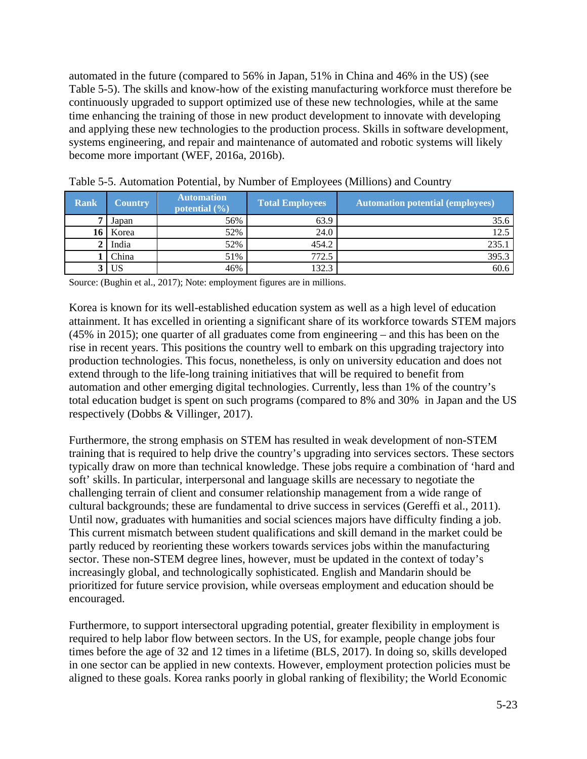automated in the future (compared to 56% in Japan, 51% in China and 46% in the US) (see Table 5-5). The skills and know-how of the existing manufacturing workforce must therefore be continuously upgraded to support optimized use of these new technologies, while at the same time enhancing the training of those in new product development to innovate with developing and applying these new technologies to the production process. Skills in software development, systems engineering, and repair and maintenance of automated and robotic systems will likely become more important (WEF, 2016a, 2016b).

Table 5-5. Automation Potential, by Number of Employees (Millions) and Country

| Rank | Country | Automation potential (%) | Total Employees | Automation potential (employees) |
|---|---|---|---|---|
| 7 | Japan | 56% | 63.9 | 35.6 |
| 16 | Korea | 52% | 24.0 | 12.5 |
| 2 | India | 52% | 454.2 | 235.1 |
| 1 | China | 51% | 772.5 | 395.3 |
| 3 | US | 46% | 132.3 | 60.6 |

Source: (Bughin et al., 2017); Note: employment figures are in millions.

Korea is known for its well-established education system as well as a high level of education attainment. It has excelled in orienting a significant share of its workforce towards STEM majors (45% in 2015); one quarter of all graduates come from engineering – and this has been on the rise in recent years. This positions the country well to embark on this upgrading trajectory into production technologies. This focus, nonetheless, is only on university education and does not extend through to the life-long training initiatives that will be required to benefit from automation and other emerging digital technologies. Currently, less than 1% of the country's total education budget is spent on such programs (compared to 8% and 30% in Japan and the US respectively (Dobbs & Villinger, 2017).

Furthermore, the strong emphasis on STEM has resulted in weak development of non-STEM training that is required to help drive the country's upgrading into services sectors. These sectors typically draw on more than technical knowledge. These jobs require a combination of 'hard and soft' skills. In particular, interpersonal and language skills are necessary to negotiate the challenging terrain of client and consumer relationship management from a wide range of cultural backgrounds; these are fundamental to drive success in services (Gereffi et al., 2011). Until now, graduates with humanities and social sciences majors have difficulty finding a job. This current mismatch between student qualifications and skill demand in the market could be partly reduced by reorienting these workers towards services jobs within the manufacturing sector. These non-STEM degree lines, however, must be updated in the context of today's increasingly global, and technologically sophisticated. English and Mandarin should be prioritized for future service provision, while overseas employment and education should be encouraged.

Furthermore, to support intersectoral upgrading potential, greater flexibility in employment is required to help labor flow between sectors. In the US, for example, people change jobs four times before the age of 32 and 12 times in a lifetime (BLS, 2017). In doing so, skills developed in one sector can be applied in new contexts. However, employment protection policies must be aligned to these goals. Korea ranks poorly in global ranking of flexibility; the World Economic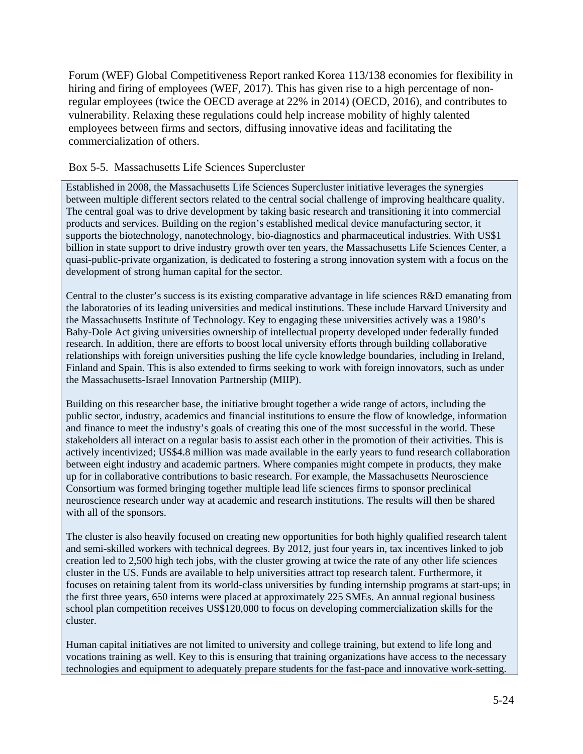Forum (WEF) Global Competitiveness Report ranked Korea 113/138 economies for flexibility in hiring and firing of employees (WEF, 2017). This has given rise to a high percentage of non-regular employees (twice the OECD average at 22% in 2014) (OECD, 2016), and contributes to vulnerability. Relaxing these regulations could help increase mobility of highly talented employees between firms and sectors, diffusing innovative ideas and facilitating the commercialization of others.

Box 5-5. Massachusetts Life Sciences Supercluster

Established in 2008, the Massachusetts Life Sciences Supercluster initiative leverages the synergies between multiple different sectors related to the central social challenge of improving healthcare quality. The central goal was to drive development by taking basic research and transitioning it into commercial products and services. Building on the region's established medical device manufacturing sector, it supports the biotechnology, nanotechnology, bio-diagnostics and pharmaceutical industries. With US$1 billion in state support to drive industry growth over ten years, the Massachusetts Life Sciences Center, a quasi-public-private organization, is dedicated to fostering a strong innovation system with a focus on the development of strong human capital for the sector.

Central to the cluster's success is its existing comparative advantage in life sciences R&D emanating from the laboratories of its leading universities and medical institutions. These include Harvard University and the Massachusetts Institute of Technology. Key to engaging these universities actively was a 1980's Bahy-Dole Act giving universities ownership of intellectual property developed under federally funded research. In addition, there are efforts to boost local university efforts through building collaborative relationships with foreign universities pushing the life cycle knowledge boundaries, including in Ireland, Finland and Spain. This is also extended to firms seeking to work with foreign innovators, such as under the Massachusetts-Israel Innovation Partnership (MIIP).

Building on this researcher base, the initiative brought together a wide range of actors, including the public sector, industry, academics and financial institutions to ensure the flow of knowledge, information and finance to meet the industry's goals of creating this one of the most successful in the world. These stakeholders all interact on a regular basis to assist each other in the promotion of their activities. This is actively incentivized; US$4.8 million was made available in the early years to fund research collaboration between eight industry and academic partners. Where companies might compete in products, they make up for in collaborative contributions to basic research. For example, the Massachusetts Neuroscience Consortium was formed bringing together multiple lead life sciences firms to sponsor preclinical neuroscience research under way at academic and research institutions. The results will then be shared with all of the sponsors.

The cluster is also heavily focused on creating new opportunities for both highly qualified research talent and semi-skilled workers with technical degrees. By 2012, just four years in, tax incentives linked to job creation led to 2,500 high tech jobs, with the cluster growing at twice the rate of any other life sciences cluster in the US. Funds are available to help universities attract top research talent. Furthermore, it focuses on retaining talent from its world-class universities by funding internship programs at start-ups; in the first three years, 650 interns were placed at approximately 225 SMEs. An annual regional business school plan competition receives US$120,000 to focus on developing commercialization skills for the cluster.

Human capital initiatives are not limited to university and college training, but extend to life long and vocations training as well. Key to this is ensuring that training organizations have access to the necessary technologies and equipment to adequately prepare students for the fast-pace and innovative work-setting.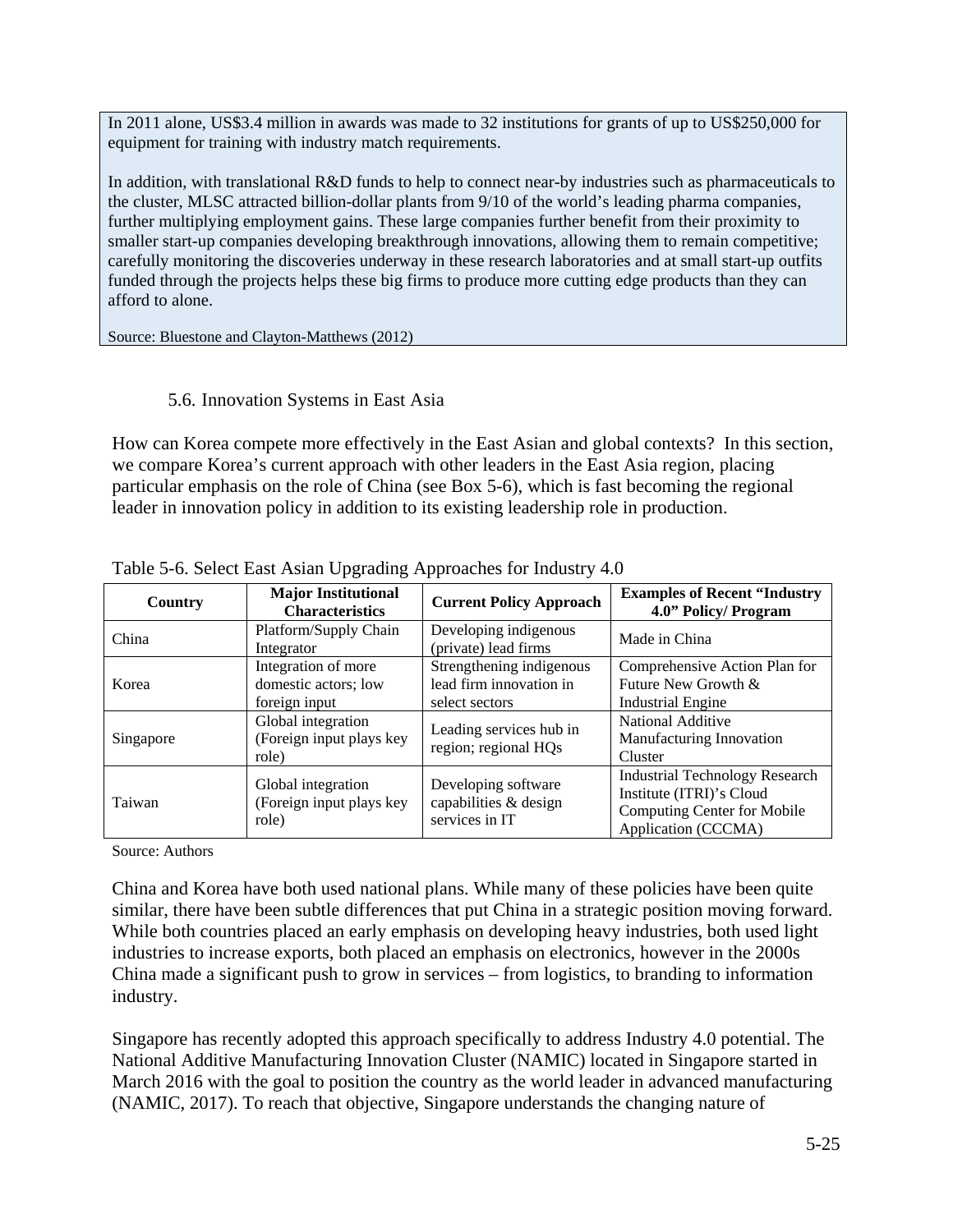In 2011 alone, US$3.4 million in awards was made to 32 institutions for grants of up to US$250,000 for equipment for training with industry match requirements.

In addition, with translational R&D funds to help to connect near-by industries such as pharmaceuticals to the cluster, MLSC attracted billion-dollar plants from 9/10 of the world's leading pharma companies, further multiplying employment gains. These large companies further benefit from their proximity to smaller start-up companies developing breakthrough innovations, allowing them to remain competitive; carefully monitoring the discoveries underway in these research laboratories and at small start-up outfits funded through the projects helps these big firms to produce more cutting edge products than they can afford to alone.

Source: Bluestone and Clayton-Matthews (2012)

### 5.6. Innovation Systems in East Asia

How can Korea compete more effectively in the East Asian and global contexts? In this section, we compare Korea's current approach with other leaders in the East Asia region, placing particular emphasis on the role of China (see Box 5-6), which is fast becoming the regional leader in innovation policy in addition to its existing leadership role in production.

Table 5-6. Select East Asian Upgrading Approaches for Industry 4.0

| Country | Major Institutional Characteristics | Current Policy Approach | Examples of Recent "Industry 4.0" Policy/ Program |
|---|---|---|---|
| China | Platform/Supply Chain Integrator | Developing indigenous (private) lead firms | Made in China |
| Korea | Integration of more domestic actors; low foreign input | Strengthening indigenous lead firm innovation in select sectors | Comprehensive Action Plan for Future New Growth & Industrial Engine |
| Singapore | Global integration (Foreign input plays key role) | Leading services hub in region; regional HQs | National Additive Manufacturing Innovation Cluster |
| Taiwan | Global integration (Foreign input plays key role) | Developing software capabilities & design services in IT | Industrial Technology Research Institute (ITRI)'s Cloud Computing Center for Mobile Application (CCCMA) |

Source: Authors

China and Korea have both used national plans. While many of these policies have been quite similar, there have been subtle differences that put China in a strategic position moving forward. While both countries placed an early emphasis on developing heavy industries, both used light industries to increase exports, both placed an emphasis on electronics, however in the 2000s China made a significant push to grow in services – from logistics, to branding to information industry.

Singapore has recently adopted this approach specifically to address Industry 4.0 potential. The National Additive Manufacturing Innovation Cluster (NAMIC) located in Singapore started in March 2016 with the goal to position the country as the world leader in advanced manufacturing (NAMIC, 2017). To reach that objective, Singapore understands the changing nature of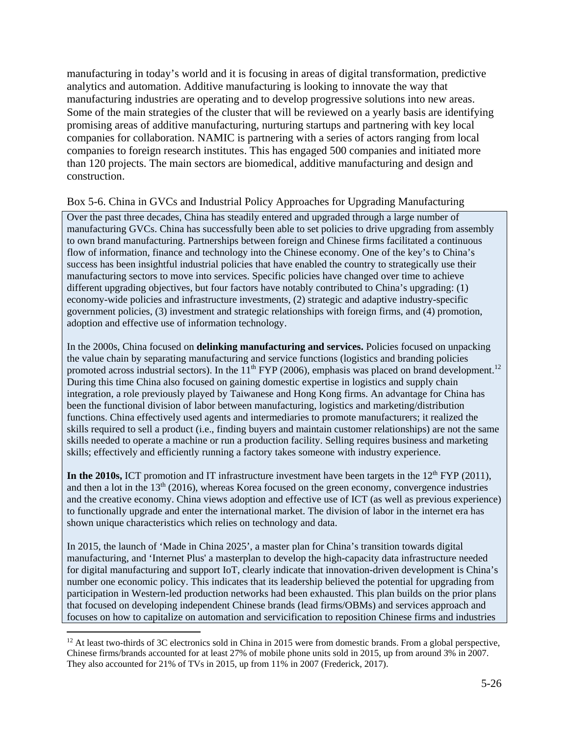manufacturing in today's world and it is focusing in areas of digital transformation, predictive analytics and automation. Additive manufacturing is looking to innovate the way that manufacturing industries are operating and to develop progressive solutions into new areas. Some of the main strategies of the cluster that will be reviewed on a yearly basis are identifying promising areas of additive manufacturing, nurturing startups and partnering with key local companies for collaboration. NAMIC is partnering with a series of actors ranging from local companies to foreign research institutes. This has engaged 500 companies and initiated more than 120 projects. The main sectors are biomedical, additive manufacturing and design and construction.

Box 5-6. China in GVCs and Industrial Policy Approaches for Upgrading Manufacturing

Over the past three decades, China has steadily entered and upgraded through a large number of manufacturing GVCs. China has successfully been able to set policies to drive upgrading from assembly to own brand manufacturing. Partnerships between foreign and Chinese firms facilitated a continuous flow of information, finance and technology into the Chinese economy. One of the key's to China's success has been insightful industrial policies that have enabled the country to strategically use their manufacturing sectors to move into services. Specific policies have changed over time to achieve different upgrading objectives, but four factors have notably contributed to China's upgrading: (1) economy-wide policies and infrastructure investments, (2) strategic and adaptive industry-specific government policies, (3) investment and strategic relationships with foreign firms, and (4) promotion, adoption and effective use of information technology.

In the 2000s, China focused on **delinking manufacturing and services.** Policies focused on unpacking the value chain by separating manufacturing and service functions (logistics and branding policies promoted across industrial sectors). In the 11th FYP (2006), emphasis was placed on brand development.[12] During this time China also focused on gaining domestic expertise in logistics and supply chain integration, a role previously played by Taiwanese and Hong Kong firms. An advantage for China has been the functional division of labor between manufacturing, logistics and marketing/distribution functions. China effectively used agents and intermediaries to promote manufacturers; it realized the skills required to sell a product (i.e., finding buyers and maintain customer relationships) are not the same skills needed to operate a machine or run a production facility. Selling requires business and marketing skills; effectively and efficiently running a factory takes someone with industry experience.

**In the 2010s,** ICT promotion and IT infrastructure investment have been targets in the 12th FYP (2011), and then a lot in the 13th (2016), whereas Korea focused on the green economy, convergence industries and the creative economy. China views adoption and effective use of ICT (as well as previous experience) to functionally upgrade and enter the international market. The division of labor in the internet era has shown unique characteristics which relies on technology and data.

In 2015, the launch of 'Made in China 2025', a master plan for China's transition towards digital manufacturing, and 'Internet Plus' a masterplan to develop the high-capacity data infrastructure needed for digital manufacturing and support IoT, clearly indicate that innovation-driven development is China's number one economic policy. This indicates that its leadership believed the potential for upgrading from participation in Western-led production networks had been exhausted. This plan builds on the prior plans that focused on developing independent Chinese brands (lead firms/OBMs) and services approach and focuses on how to capitalize on automation and servicification to reposition Chinese firms and industries

---

[12] At least two-thirds of 3C electronics sold in China in 2015 were from domestic brands. From a global perspective, Chinese firms/brands accounted for at least 27% of mobile phone units sold in 2015, up from around 3% in 2007. They also accounted for 21% of TVs in 2015, up from 11% in 2007 (Frederick, 2017).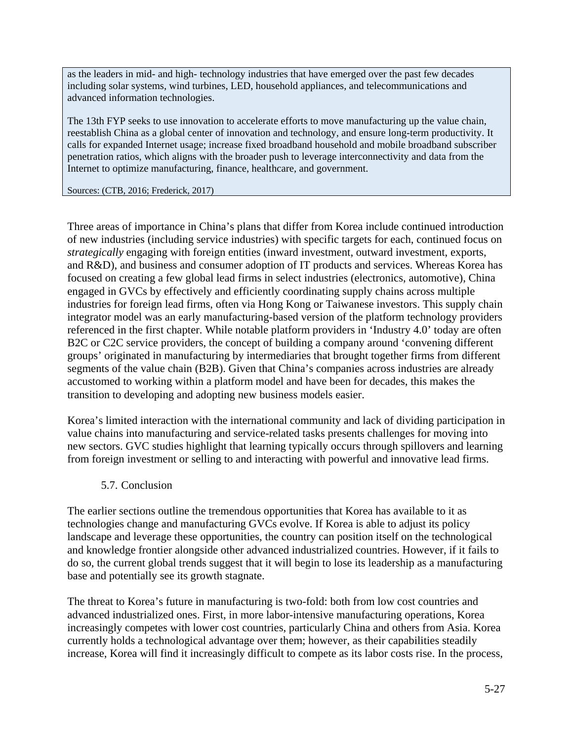as the leaders in mid- and high- technology industries that have emerged over the past few decades including solar systems, wind turbines, LED, household appliances, and telecommunications and advanced information technologies.

The 13th FYP seeks to use innovation to accelerate efforts to move manufacturing up the value chain, reestablish China as a global center of innovation and technology, and ensure long-term productivity. It calls for expanded Internet usage; increase fixed broadband household and mobile broadband subscriber penetration ratios, which aligns with the broader push to leverage interconnectivity and data from the Internet to optimize manufacturing, finance, healthcare, and government.

Sources: (CTB, 2016; Frederick, 2017)

Three areas of importance in China's plans that differ from Korea include continued introduction of new industries (including service industries) with specific targets for each, continued focus on *strategically* engaging with foreign entities (inward investment, outward investment, exports, and R&D), and business and consumer adoption of IT products and services. Whereas Korea has focused on creating a few global lead firms in select industries (electronics, automotive), China engaged in GVCs by effectively and efficiently coordinating supply chains across multiple industries for foreign lead firms, often via Hong Kong or Taiwanese investors. This supply chain integrator model was an early manufacturing-based version of the platform technology providers referenced in the first chapter. While notable platform providers in 'Industry 4.0' today are often B2C or C2C service providers, the concept of building a company around 'convening different groups' originated in manufacturing by intermediaries that brought together firms from different segments of the value chain (B2B). Given that China's companies across industries are already accustomed to working within a platform model and have been for decades, this makes the transition to developing and adopting new business models easier.

Korea's limited interaction with the international community and lack of dividing participation in value chains into manufacturing and service-related tasks presents challenges for moving into new sectors. GVC studies highlight that learning typically occurs through spillovers and learning from foreign investment or selling to and interacting with powerful and innovative lead firms.

### 5.7. Conclusion

The earlier sections outline the tremendous opportunities that Korea has available to it as technologies change and manufacturing GVCs evolve. If Korea is able to adjust its policy landscape and leverage these opportunities, the country can position itself on the technological and knowledge frontier alongside other advanced industrialized countries. However, if it fails to do so, the current global trends suggest that it will begin to lose its leadership as a manufacturing base and potentially see its growth stagnate.

The threat to Korea's future in manufacturing is two-fold: both from low cost countries and advanced industrialized ones. First, in more labor-intensive manufacturing operations, Korea increasingly competes with lower cost countries, particularly China and others from Asia. Korea currently holds a technological advantage over them; however, as their capabilities steadily increase, Korea will find it increasingly difficult to compete as its labor costs rise. In the process,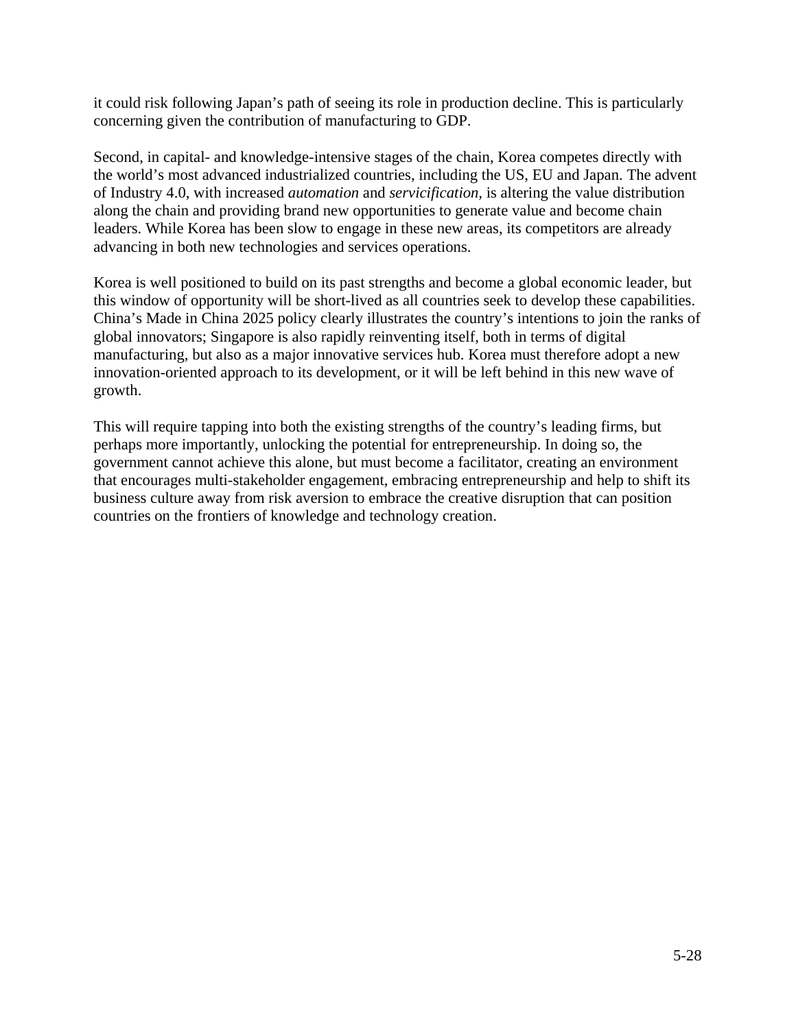it could risk following Japan's path of seeing its role in production decline. This is particularly concerning given the contribution of manufacturing to GDP.

Second, in capital- and knowledge-intensive stages of the chain, Korea competes directly with the world's most advanced industrialized countries, including the US, EU and Japan. The advent of Industry 4.0, with increased *automation* and *servicification,* is altering the value distribution along the chain and providing brand new opportunities to generate value and become chain leaders. While Korea has been slow to engage in these new areas, its competitors are already advancing in both new technologies and services operations.

Korea is well positioned to build on its past strengths and become a global economic leader, but this window of opportunity will be short-lived as all countries seek to develop these capabilities. China's Made in China 2025 policy clearly illustrates the country's intentions to join the ranks of global innovators; Singapore is also rapidly reinventing itself, both in terms of digital manufacturing, but also as a major innovative services hub. Korea must therefore adopt a new innovation-oriented approach to its development, or it will be left behind in this new wave of growth.

This will require tapping into both the existing strengths of the country's leading firms, but perhaps more importantly, unlocking the potential for entrepreneurship. In doing so, the government cannot achieve this alone, but must become a facilitator, creating an environment that encourages multi-stakeholder engagement, embracing entrepreneurship and help to shift its business culture away from risk aversion to embrace the creative disruption that can position countries on the frontiers of knowledge and technology creation.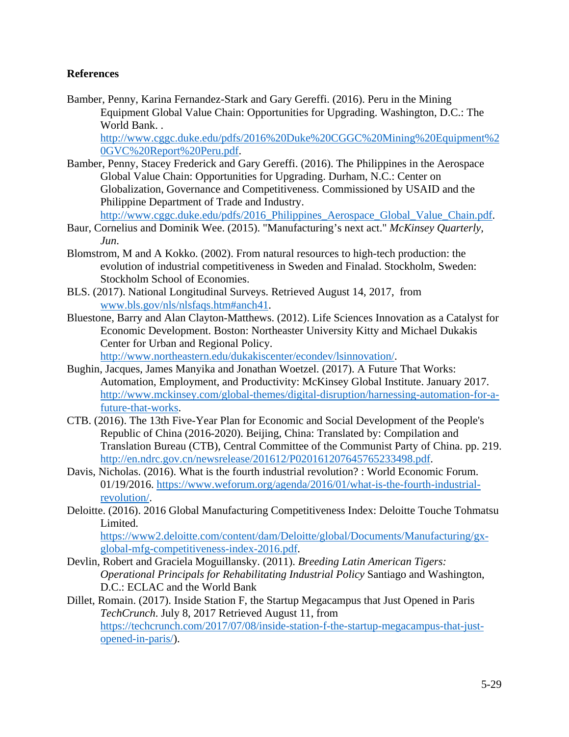**References**

Bamber, Penny, Karina Fernandez-Stark and Gary Gereffi. (2016). Peru in the Mining Equipment Global Value Chain: Opportunities for Upgrading. Washington, D.C.: The World Bank. . http://www.cggc.duke.edu/pdfs/2016%20Duke%20CGGC%20Mining%20Equipment%20GVC%20Report%20Peru.pdf.

Bamber, Penny, Stacey Frederick and Gary Gereffi. (2016). The Philippines in the Aerospace Global Value Chain: Opportunities for Upgrading. Durham, N.C.: Center on Globalization, Governance and Competitiveness. Commissioned by USAID and the Philippine Department of Trade and Industry. http://www.cggc.duke.edu/pdfs/2016_Philippines_Aerospace_Global_Value_Chain.pdf.

Baur, Cornelius and Dominik Wee. (2015). "Manufacturing's next act." *McKinsey Quarterly, Jun*.

Blomstrom, M and A Kokko. (2002). From natural resources to high-tech production: the evolution of industrial competitiveness in Sweden and Finalad. Stockholm, Sweden: Stockholm School of Economies.

BLS. (2017). National Longitudinal Surveys. Retrieved August 14, 2017, from www.bls.gov/nls/nlsfaqs.htm#anch41.

Bluestone, Barry and Alan Clayton-Matthews. (2012). Life Sciences Innovation as a Catalyst for Economic Development. Boston: Northeaster University Kitty and Michael Dukakis Center for Urban and Regional Policy. http://www.northeastern.edu/dukakiscenter/econdev/lsinnovation/.

Bughin, Jacques, James Manyika and Jonathan Woetzel. (2017). A Future That Works: Automation, Employment, and Productivity: McKinsey Global Institute. January 2017. http://www.mckinsey.com/global-themes/digital-disruption/harnessing-automation-for-a-future-that-works.

CTB. (2016). The 13th Five-Year Plan for Economic and Social Development of the People's Republic of China (2016-2020). Beijing, China: Translated by: Compilation and Translation Bureau (CTB), Central Committee of the Communist Party of China. pp. 219. http://en.ndrc.gov.cn/newsrelease/201612/P020161207645765233498.pdf.

Davis, Nicholas. (2016). What is the fourth industrial revolution? : World Economic Forum. 01/19/2016. https://www.weforum.org/agenda/2016/01/what-is-the-fourth-industrial-revolution/.

Deloitte. (2016). 2016 Global Manufacturing Competitiveness Index: Deloitte Touche Tohmatsu Limited. https://www2.deloitte.com/content/dam/Deloitte/global/Documents/Manufacturing/gx-global-mfg-competitiveness-index-2016.pdf.

Devlin, Robert and Graciela Moguillansky. (2011). *Breeding Latin American Tigers: Operational Principals for Rehabilitating Industrial Policy* Santiago and Washington, D.C.: ECLAC and the World Bank

Dillet, Romain. (2017). Inside Station F, the Startup Megacampus that Just Opened in Paris *TechCrunch*. July 8, 2017 Retrieved August 11, from https://techcrunch.com/2017/07/08/inside-station-f-the-startup-megacampus-that-just-opened-in-paris/).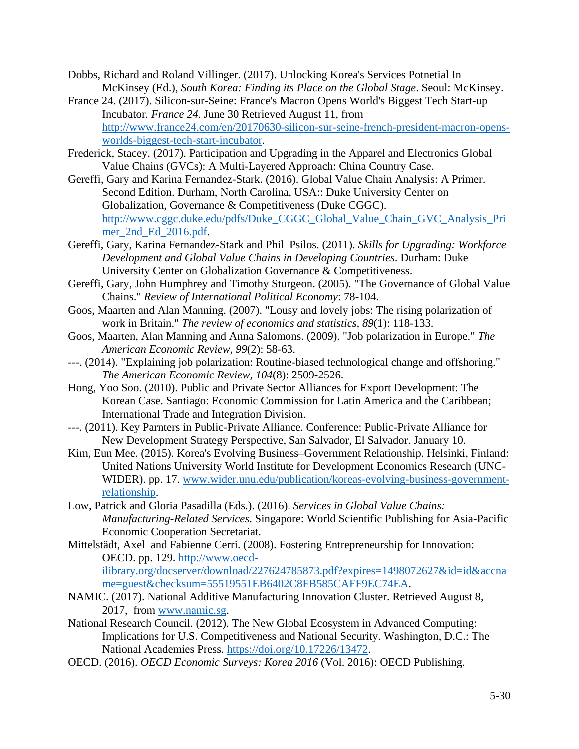Dobbs, Richard and Roland Villinger. (2017). Unlocking Korea's Services Potnetial In McKinsey (Ed.), *South Korea: Finding its Place on the Global Stage*. Seoul: McKinsey.

France 24. (2017). Silicon-sur-Seine: France's Macron Opens World's Biggest Tech Start-up Incubator. *France 24*. June 30 Retrieved August 11, from http://www.france24.com/en/20170630-silicon-sur-seine-french-president-macron-opens-worlds-biggest-tech-start-incubator.

Frederick, Stacey. (2017). Participation and Upgrading in the Apparel and Electronics Global Value Chains (GVCs): A Multi-Layered Approach: China Country Case.

Gereffi, Gary and Karina Fernandez-Stark. (2016). Global Value Chain Analysis: A Primer. Second Edition. Durham, North Carolina, USA:: Duke University Center on Globalization, Governance & Competitiveness (Duke CGGC). http://www.cggc.duke.edu/pdfs/Duke_CGGC_Global_Value_Chain_GVC_Analysis_Primer_2nd_Ed_2016.pdf.

Gereffi, Gary, Karina Fernandez-Stark and Phil Psilos. (2011). *Skills for Upgrading: Workforce Development and Global Value Chains in Developing Countries*. Durham: Duke University Center on Globalization Governance & Competitiveness.

Gereffi, Gary, John Humphrey and Timothy Sturgeon. (2005). "The Governance of Global Value Chains." *Review of International Political Economy*: 78-104.

Goos, Maarten and Alan Manning. (2007). "Lousy and lovely jobs: The rising polarization of work in Britain." *The review of economics and statistics, 89*(1): 118-133.

Goos, Maarten, Alan Manning and Anna Salomons. (2009). "Job polarization in Europe." *The American Economic Review, 99*(2): 58-63.

---. (2014). "Explaining job polarization: Routine-biased technological change and offshoring." *The American Economic Review, 104*(8): 2509-2526.

Hong, Yoo Soo. (2010). Public and Private Sector Alliances for Export Development: The Korean Case. Santiago: Economic Commission for Latin America and the Caribbean; International Trade and Integration Division.

---. (2011). Key Parnters in Public-Private Alliance. Conference: Public-Private Alliance for New Development Strategy Perspective, San Salvador, El Salvador. January 10.

Kim, Eun Mee. (2015). Korea's Evolving Business–Government Relationship. Helsinki, Finland: United Nations University World Institute for Development Economics Research (UNC-WIDER). pp. 17. www.wider.unu.edu/publication/koreas-evolving-business-government-relationship.

Low, Patrick and Gloria Pasadilla (Eds.). (2016). *Services in Global Value Chains: Manufacturing-Related Services*. Singapore: World Scientific Publishing for Asia-Pacific Economic Cooperation Secretariat.

Mittelstädt, Axel and Fabienne Cerri. (2008). Fostering Entrepreneurship for Innovation: OECD. pp. 129. http://www.oecd-ilibrary.org/docserver/download/227624785873.pdf?expires=1498072627&id=id&accname=guest&checksum=55519551EB6402C8FB585CAFF9EC74EA.

NAMIC. (2017). National Additive Manufacturing Innovation Cluster. Retrieved August 8, 2017, from www.namic.sg.

National Research Council. (2012). The New Global Ecosystem in Advanced Computing: Implications for U.S. Competitiveness and National Security. Washington, D.C.: The National Academies Press. https://doi.org/10.17226/13472.

OECD. (2016). *OECD Economic Surveys: Korea 2016* (Vol. 2016): OECD Publishing.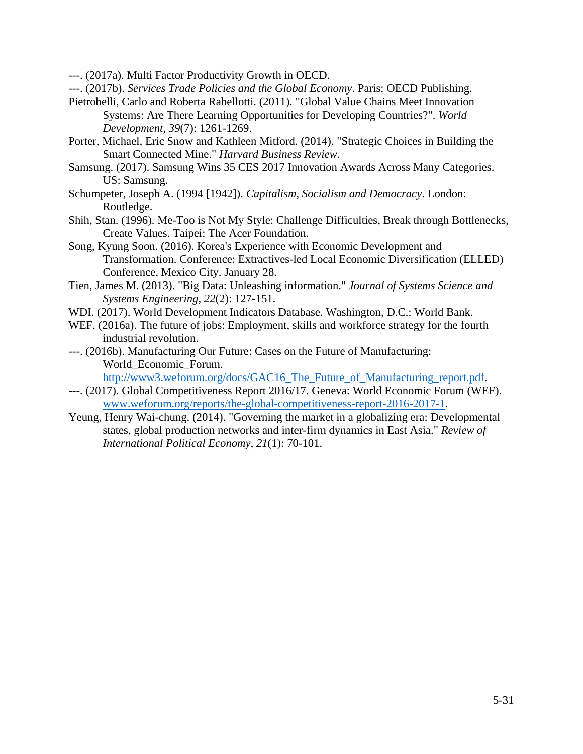---. (2017a). Multi Factor Productivity Growth in OECD.

---. (2017b). *Services Trade Policies and the Global Economy*. Paris: OECD Publishing.

Pietrobelli, Carlo and Roberta Rabellotti. (2011). "Global Value Chains Meet Innovation Systems: Are There Learning Opportunities for Developing Countries?". *World Development, 39*(7): 1261-1269.

Porter, Michael, Eric Snow and Kathleen Mitford. (2014). "Strategic Choices in Building the Smart Connected Mine." *Harvard Business Review*.

Samsung. (2017). Samsung Wins 35 CES 2017 Innovation Awards Across Many Categories. US: Samsung.

Schumpeter, Joseph A. (1994 [1942]). *Capitalism, Socialism and Democracy*. London: Routledge.

Shih, Stan. (1996). Me-Too is Not My Style: Challenge Difficulties, Break through Bottlenecks, Create Values. Taipei: The Acer Foundation.

Song, Kyung Soon. (2016). Korea's Experience with Economic Development and Transformation. Conference: Extractives-led Local Economic Diversification (ELLED) Conference, Mexico City. January 28.

Tien, James M. (2013). "Big Data: Unleashing information." *Journal of Systems Science and Systems Engineering, 22*(2): 127-151.

WDI. (2017). World Development Indicators Database. Washington, D.C.: World Bank.

WEF. (2016a). The future of jobs: Employment, skills and workforce strategy for the fourth industrial revolution.

---. (2016b). Manufacturing Our Future: Cases on the Future of Manufacturing: World_Economic_Forum. http://www3.weforum.org/docs/GAC16_The_Future_of_Manufacturing_report.pdf.

---. (2017). Global Competitiveness Report 2016/17. Geneva: World Economic Forum (WEF). www.weforum.org/reports/the-global-competitiveness-report-2016-2017-1.

Yeung, Henry Wai-chung. (2014). "Governing the market in a globalizing era: Developmental states, global production networks and inter-firm dynamics in East Asia." *Review of International Political Economy, 21*(1): 70-101.